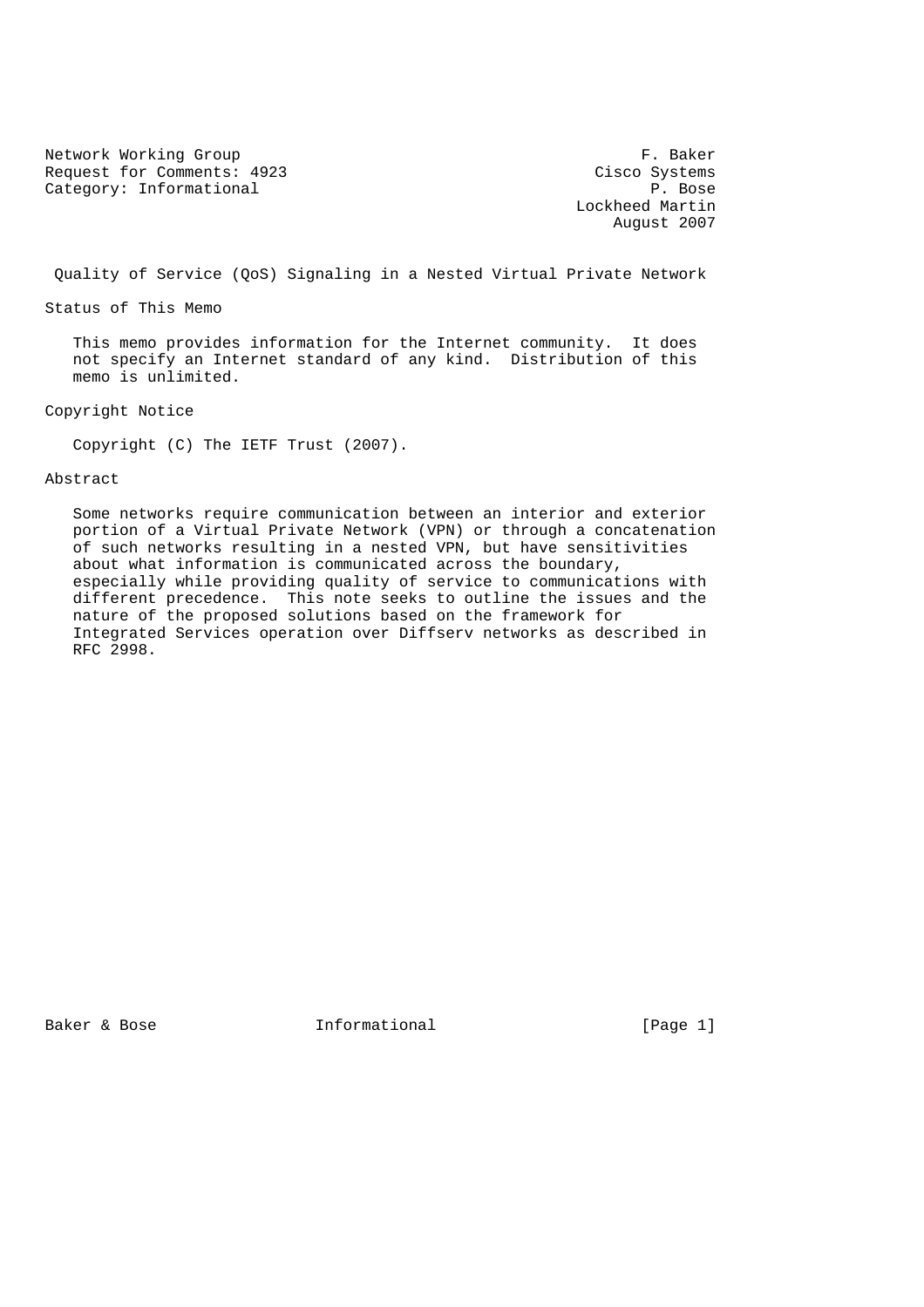Network Working Group F. Baker
Request for Comments: 4923 Cisco Systems
Category: Informational P. Bose
Lockheed Martin
August 2007

# Quality of Service (QoS) Signaling in a Nested Virtual Private Network

## Status of This Memo

This memo provides information for the Internet community. It does not specify an Internet standard of any kind. Distribution of this memo is unlimited.

## Copyright Notice

Copyright (C) The IETF Trust (2007).

## Abstract

Some networks require communication between an interior and exterior portion of a Virtual Private Network (VPN) or through a concatenation of such networks resulting in a nested VPN, but have sensitivities about what information is communicated across the boundary, especially while providing quality of service to communications with different precedence. This note seeks to outline the issues and the nature of the proposed solutions based on the framework for Integrated Services operation over Diffserv networks as described in RFC 2998.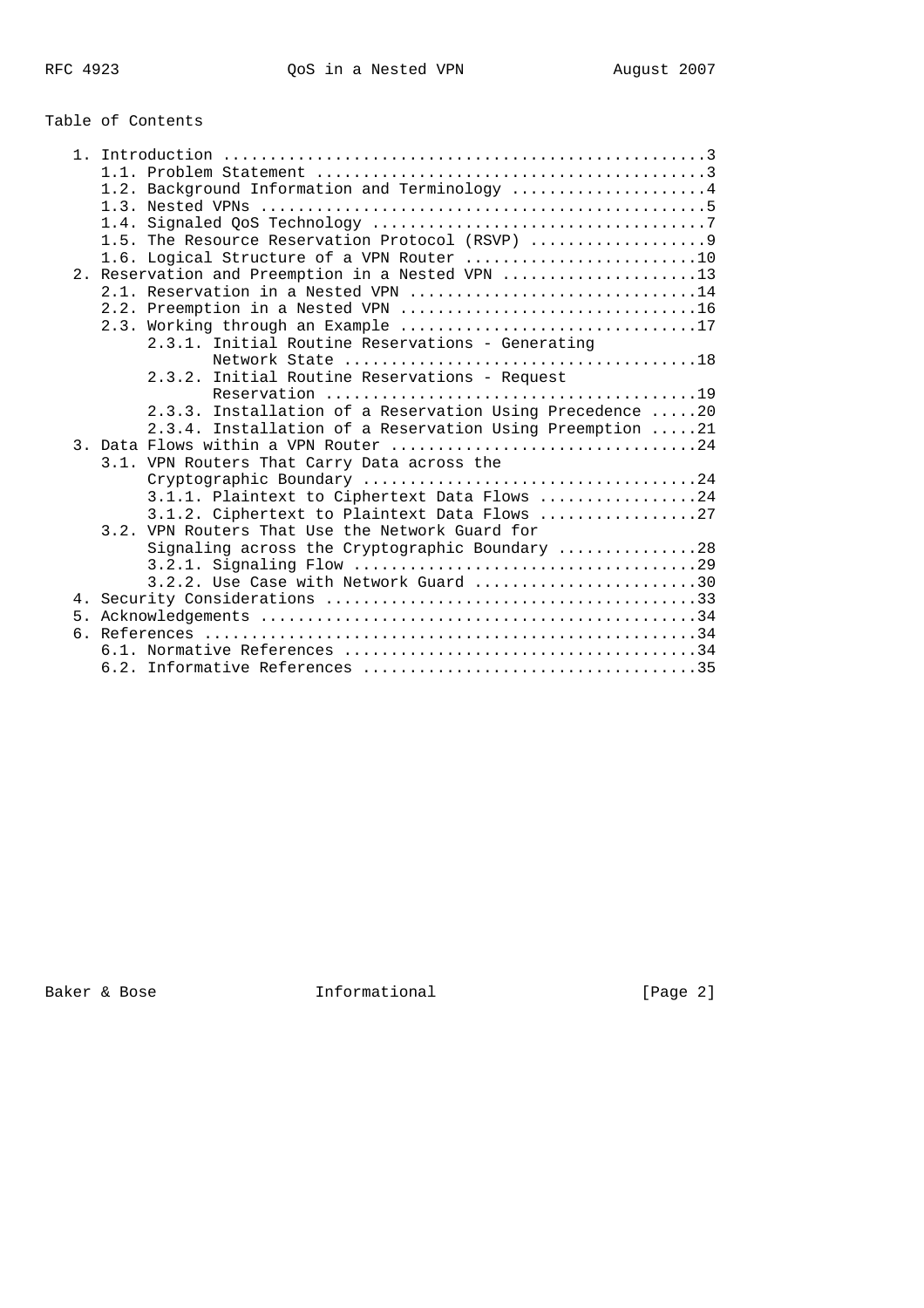Table of Contents

```
   1. Introduction ....................................................3
      1.1. Problem Statement ..........................................3
      1.2. Background Information and Terminology .....................4
      1.3. Nested VPNs ................................................5
      1.4. Signaled QoS Technology ....................................7
      1.5. The Resource Reservation Protocol (RSVP) ...................9
      1.6. Logical Structure of a VPN Router .........................10
   2. Reservation and Preemption in a Nested VPN .....................13
      2.1. Reservation in a Nested VPN ...............................14
      2.2. Preemption in a Nested VPN ................................16
      2.3. Working through an Example ................................17
           2.3.1. Initial Routine Reservations - Generating
                  Network State ......................................18
           2.3.2. Initial Routine Reservations - Request
                  Reservation ........................................19
           2.3.3. Installation of a Reservation Using Precedence .....20
           2.3.4. Installation of a Reservation Using Preemption .....21
   3. Data Flows within a VPN Router .................................24
      3.1. VPN Routers That Carry Data across the
           Cryptographic Boundary ....................................24
           3.1.1. Plaintext to Ciphertext Data Flows .................24
           3.1.2. Ciphertext to Plaintext Data Flows .................27
      3.2. VPN Routers That Use the Network Guard for
           Signaling across the Cryptographic Boundary ...............28
           3.2.1. Signaling Flow .....................................29
           3.2.2. Use Case with Network Guard ........................30
   4. Security Considerations ........................................33
   5. Acknowledgements ...............................................34
   6. References .....................................................34
      6.1. Normative References ......................................34
      6.2. Informative References ....................................35
```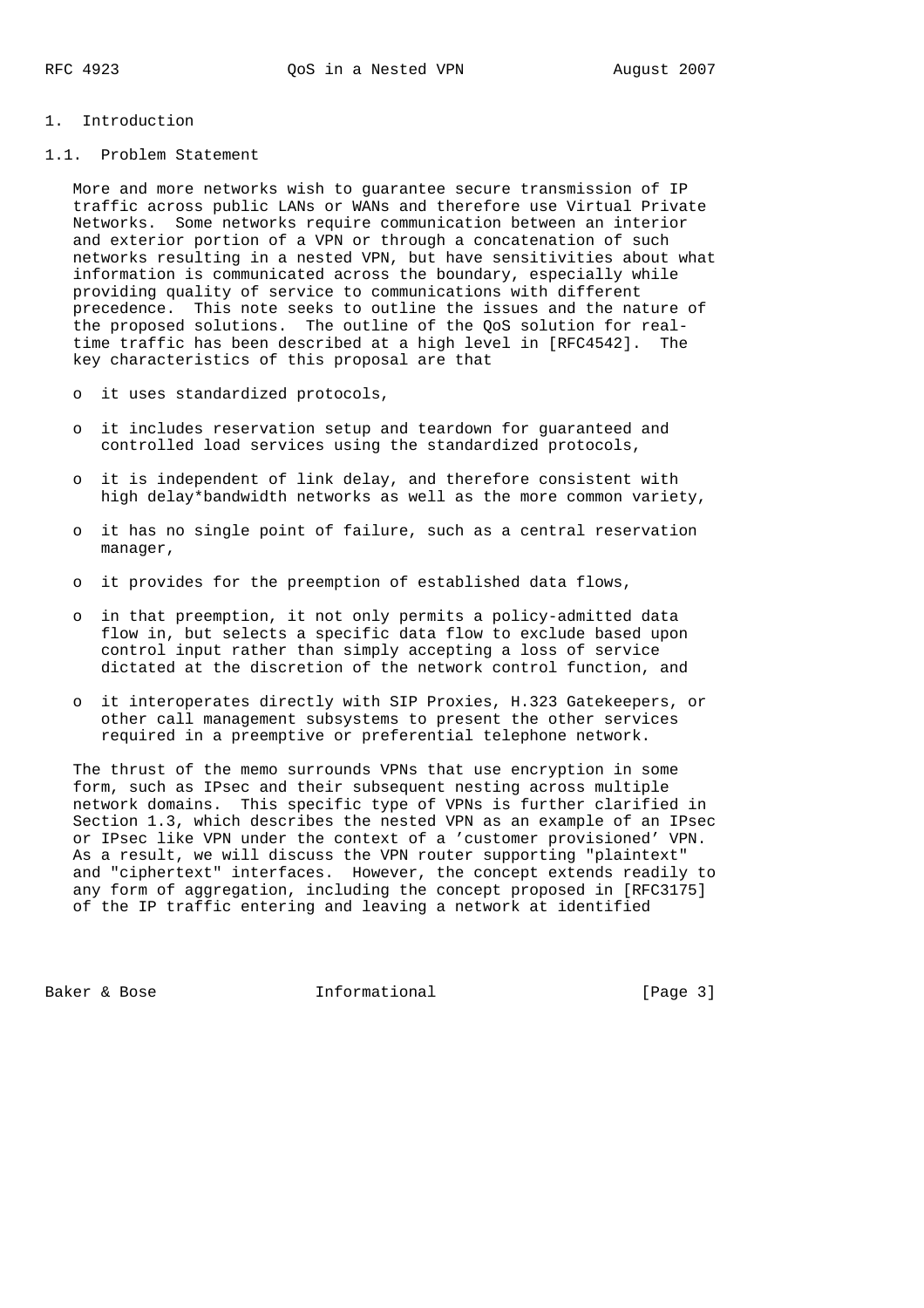# 1. Introduction

## 1.1. Problem Statement

More and more networks wish to guarantee secure transmission of IP traffic across public LANs or WANs and therefore use Virtual Private Networks. Some networks require communication between an interior and exterior portion of a VPN or through a concatenation of such networks resulting in a nested VPN, but have sensitivities about what information is communicated across the boundary, especially while providing quality of service to communications with different precedence. This note seeks to outline the issues and the nature of the proposed solutions. The outline of the QoS solution for real-time traffic has been described at a high level in [RFC4542]. The key characteristics of this proposal are that

- it uses standardized protocols,
- it includes reservation setup and teardown for guaranteed and controlled load services using the standardized protocols,
- it is independent of link delay, and therefore consistent with high delay*bandwidth networks as well as the more common variety,
- it has no single point of failure, such as a central reservation manager,
- it provides for the preemption of established data flows,
- in that preemption, it not only permits a policy-admitted data flow in, but selects a specific data flow to exclude based upon control input rather than simply accepting a loss of service dictated at the discretion of the network control function, and
- it interoperates directly with SIP Proxies, H.323 Gatekeepers, or other call management subsystems to present the other services required in a preemptive or preferential telephone network.

The thrust of the memo surrounds VPNs that use encryption in some form, such as IPsec and their subsequent nesting across multiple network domains. This specific type of VPNs is further clarified in Section 1.3, which describes the nested VPN as an example of an IPsec or IPsec like VPN under the context of a 'customer provisioned' VPN. As a result, we will discuss the VPN router supporting "plaintext" and "ciphertext" interfaces. However, the concept extends readily to any form of aggregation, including the concept proposed in [RFC3175] of the IP traffic entering and leaving a network at identified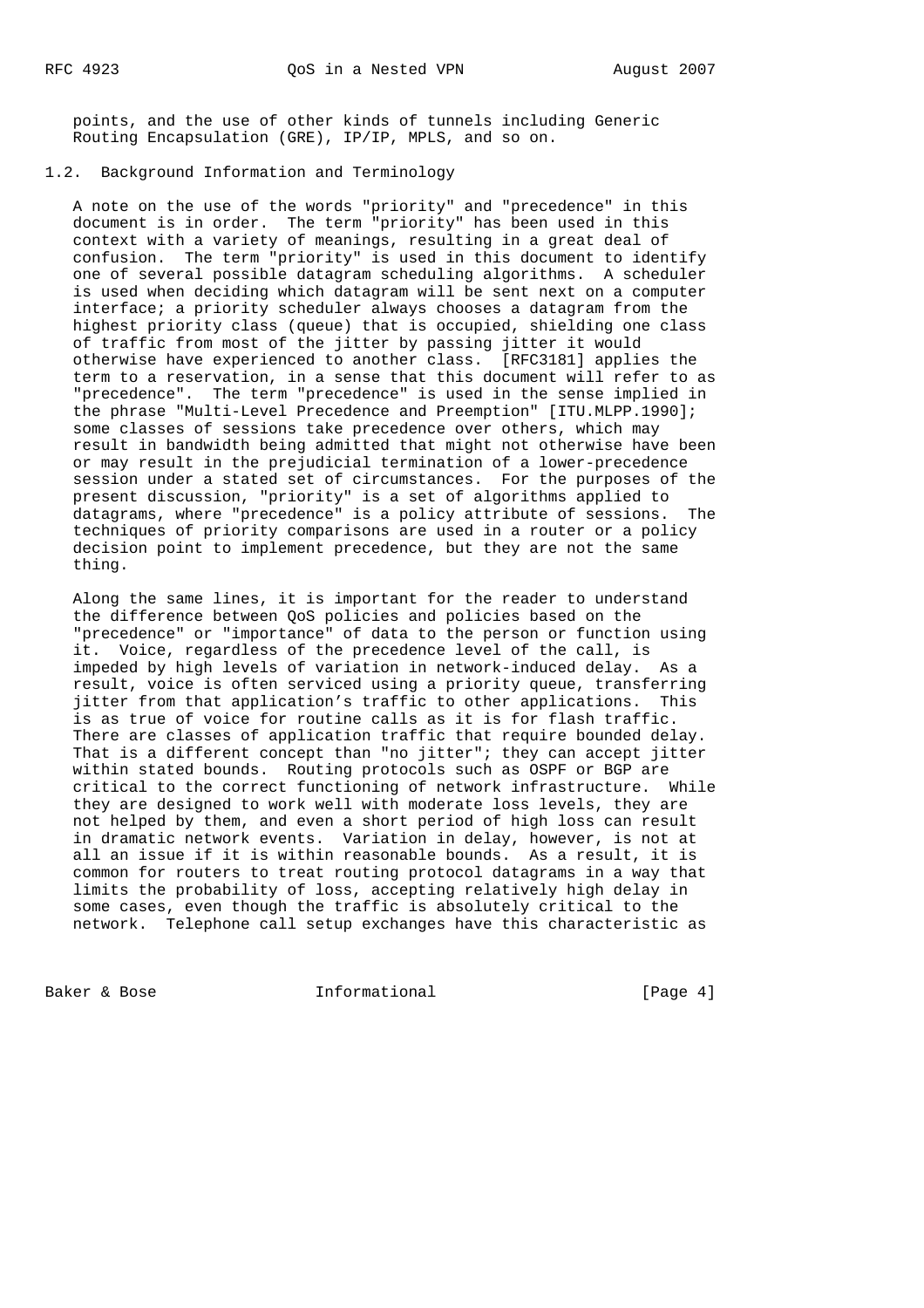points, and the use of other kinds of tunnels including Generic Routing Encapsulation (GRE), IP/IP, MPLS, and so on.

### 1.2. Background Information and Terminology

A note on the use of the words "priority" and "precedence" in this document is in order. The term "priority" has been used in this context with a variety of meanings, resulting in a great deal of confusion. The term "priority" is used in this document to identify one of several possible datagram scheduling algorithms. A scheduler is used when deciding which datagram will be sent next on a computer interface; a priority scheduler always chooses a datagram from the highest priority class (queue) that is occupied, shielding one class of traffic from most of the jitter by passing jitter it would otherwise have experienced to another class. [RFC3181] applies the term to a reservation, in a sense that this document will refer to as "precedence". The term "precedence" is used in the sense implied in the phrase "Multi-Level Precedence and Preemption" [ITU.MLPP.1990]; some classes of sessions take precedence over others, which may result in bandwidth being admitted that might not otherwise have been or may result in the prejudicial termination of a lower-precedence session under a stated set of circumstances. For the purposes of the present discussion, "priority" is a set of algorithms applied to datagrams, where "precedence" is a policy attribute of sessions. The techniques of priority comparisons are used in a router or a policy decision point to implement precedence, but they are not the same thing.

Along the same lines, it is important for the reader to understand the difference between QoS policies and policies based on the "precedence" or "importance" of data to the person or function using it. Voice, regardless of the precedence level of the call, is impeded by high levels of variation in network-induced delay. As a result, voice is often serviced using a priority queue, transferring jitter from that application's traffic to other applications. This is as true of voice for routine calls as it is for flash traffic. There are classes of application traffic that require bounded delay. That is a different concept than "no jitter"; they can accept jitter within stated bounds. Routing protocols such as OSPF or BGP are critical to the correct functioning of network infrastructure. While they are designed to work well with moderate loss levels, they are not helped by them, and even a short period of high loss can result in dramatic network events. Variation in delay, however, is not at all an issue if it is within reasonable bounds. As a result, it is common for routers to treat routing protocol datagrams in a way that limits the probability of loss, accepting relatively high delay in some cases, even though the traffic is absolutely critical to the network. Telephone call setup exchanges have this characteristic as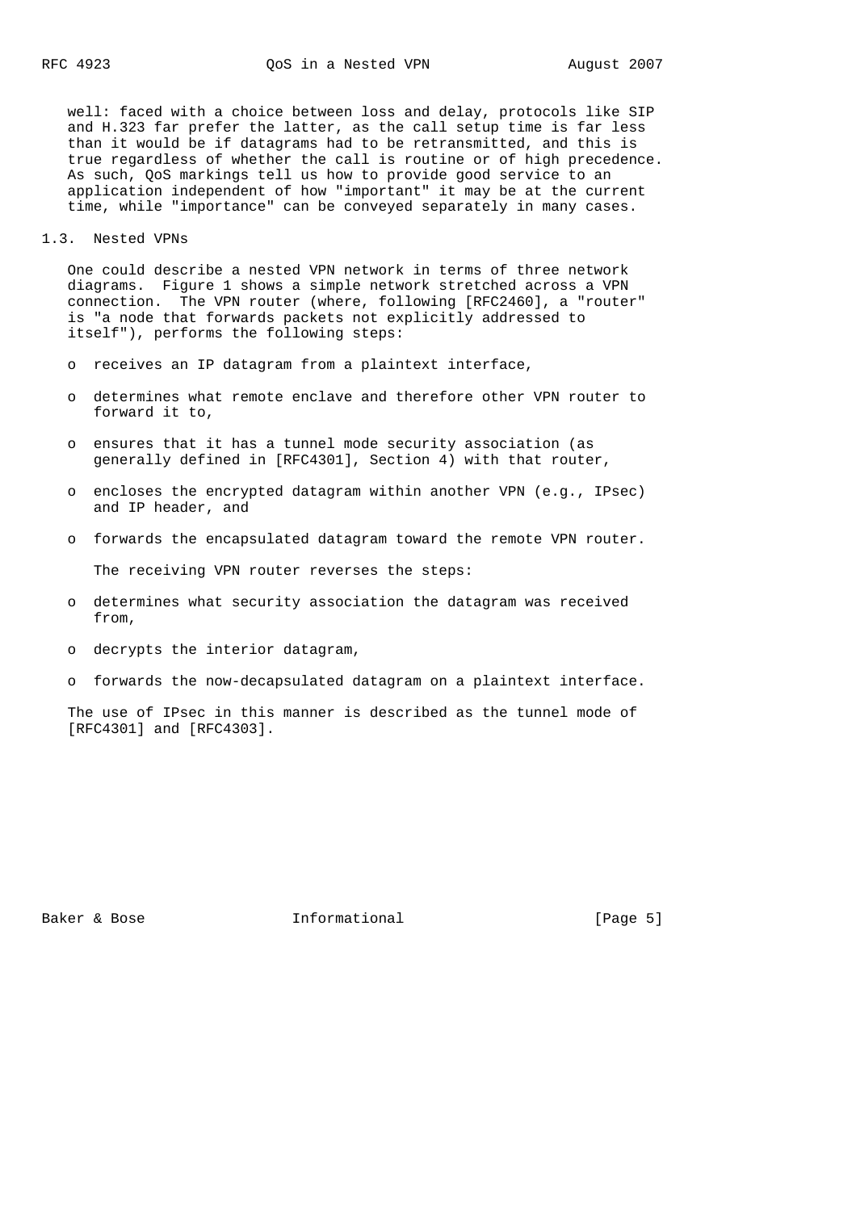well: faced with a choice between loss and delay, protocols like SIP and H.323 far prefer the latter, as the call setup time is far less than it would be if datagrams had to be retransmitted, and this is true regardless of whether the call is routine or of high precedence. As such, QoS markings tell us how to provide good service to an application independent of how "important" it may be at the current time, while "importance" can be conveyed separately in many cases.

## 1.3. Nested VPNs

One could describe a nested VPN network in terms of three network diagrams. Figure 1 shows a simple network stretched across a VPN connection. The VPN router (where, following [RFC2460], a "router" is "a node that forwards packets not explicitly addressed to itself"), performs the following steps:

- receives an IP datagram from a plaintext interface,
- determines what remote enclave and therefore other VPN router to forward it to,
- ensures that it has a tunnel mode security association (as generally defined in [RFC4301], Section 4) with that router,
- encloses the encrypted datagram within another VPN (e.g., IPsec) and IP header, and
- forwards the encapsulated datagram toward the remote VPN router.

The receiving VPN router reverses the steps:

- determines what security association the datagram was received from,
- decrypts the interior datagram,
- forwards the now-decapsulated datagram on a plaintext interface.

The use of IPsec in this manner is described as the tunnel mode of [RFC4301] and [RFC4303].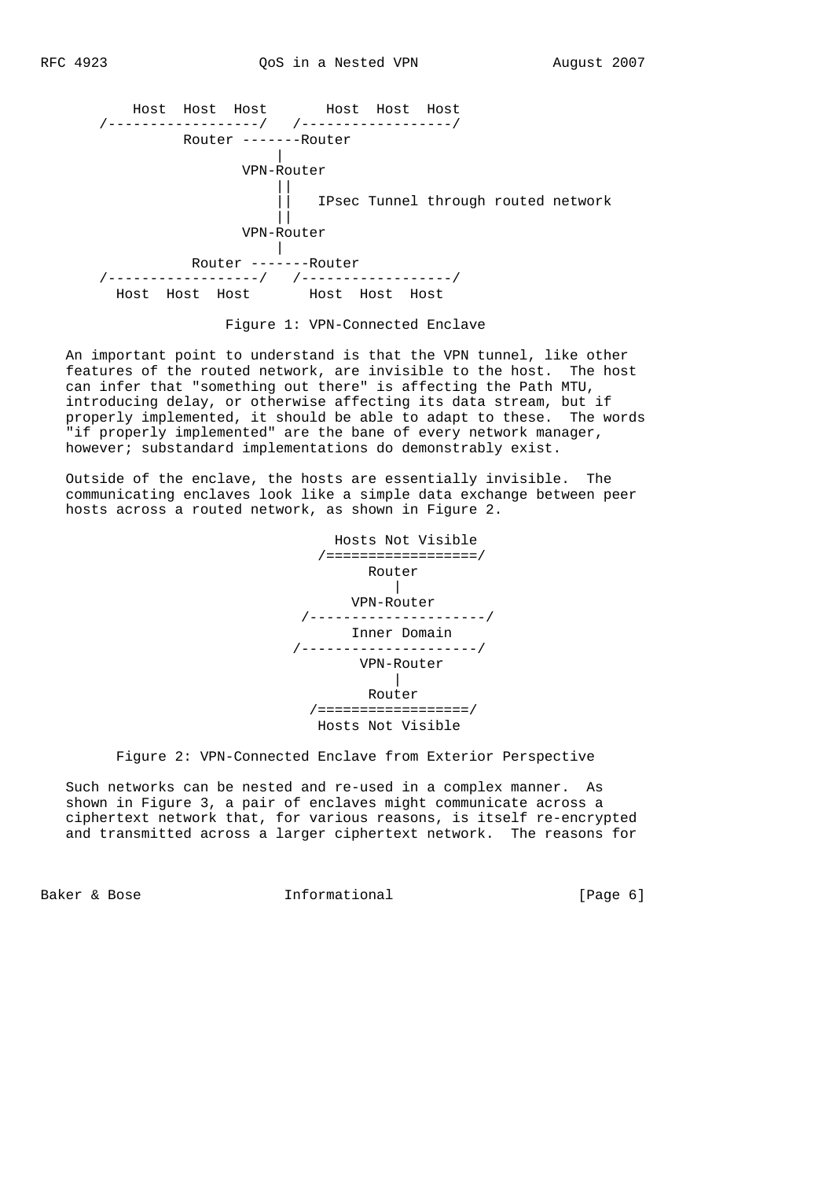```
        Host  Host  Host       Host  Host  Host
    /------------------/   /------------------/
              Router -------Router
                     |
                 VPN-Router
                     ||
                     ||   IPsec Tunnel through routed network
                     ||
                 VPN-Router
                     |
               Router -------Router
    /------------------/   /------------------/
      Host  Host  Host       Host  Host  Host
```

Figure 1: VPN-Connected Enclave

An important point to understand is that the VPN tunnel, like other features of the routed network, are invisible to the host. The host can infer that "something out there" is affecting the Path MTU, introducing delay, or otherwise affecting its data stream, but if properly implemented, it should be able to adapt to these. The words "if properly implemented" are the bane of every network manager, however; substandard implementations do demonstrably exist.

Outside of the enclave, the hosts are essentially invisible. The communicating enclaves look like a simple data exchange between peer hosts across a routed network, as shown in Figure 2.

```
                 Hosts Not Visible
                /==================/
                      Router
                        |
                    VPN-Router
              /---------------------/
                   Inner Domain
             /---------------------/
                    VPN-Router
                        |
                      Router
                /==================/
                 Hosts Not Visible
```

Figure 2: VPN-Connected Enclave from Exterior Perspective

Such networks can be nested and re-used in a complex manner. As shown in Figure 3, a pair of enclaves might communicate across a ciphertext network that, for various reasons, is itself re-encrypted and transmitted across a larger ciphertext network. The reasons for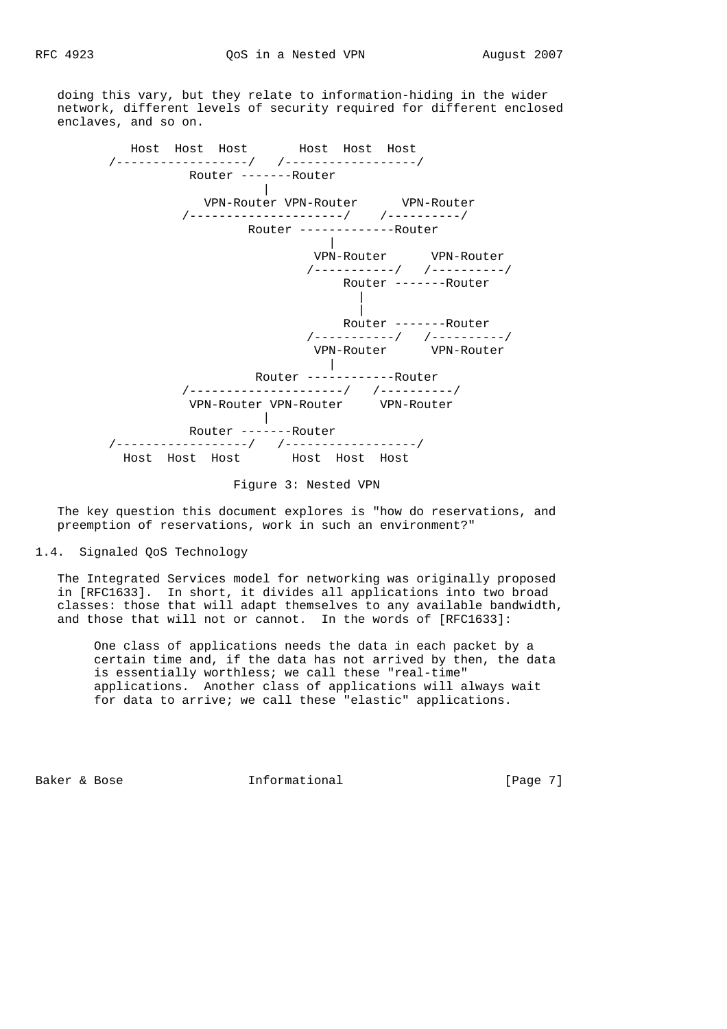doing this vary, but they relate to information-hiding in the wider network, different levels of security required for different enclosed enclaves, and so on.

```
           Host  Host  Host       Host  Host  Host
        /------------------/   /------------------/
                   Router -------Router
                             |
                     VPN-Router VPN-Router      VPN-Router
                  /---------------------/    /----------/
                           Router -------------Router
                                          |
                                        VPN-Router      VPN-Router
                                       /-----------/   /----------/
                                            Router -------Router
                                                |
                                                |
                                            Router -------Router
                                       /-----------/   /----------/
                                        VPN-Router      VPN-Router
                                          |
                            Router ------------Router
                  /---------------------/   /----------/
                   VPN-Router VPN-Router     VPN-Router
                             |
                   Router -------Router
        /------------------/   /------------------/
          Host  Host  Host       Host  Host  Host
```

Figure 3: Nested VPN

The key question this document explores is "how do reservations, and preemption of reservations, work in such an environment?"

## 1.4. Signaled QoS Technology

The Integrated Services model for networking was originally proposed in [RFC1633]. In short, it divides all applications into two broad classes: those that will adapt themselves to any available bandwidth, and those that will not or cannot. In the words of [RFC1633]:

> One class of applications needs the data in each packet by a certain time and, if the data has not arrived by then, the data is essentially worthless; we call these "real-time" applications. Another class of applications will always wait for data to arrive; we call these "elastic" applications.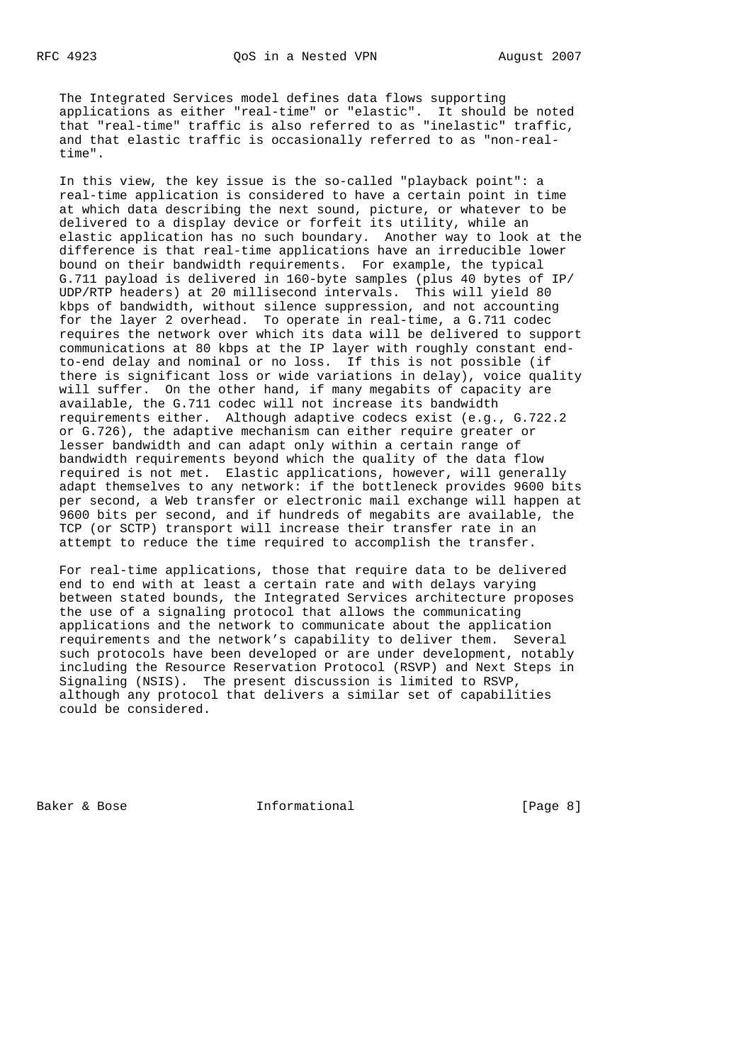The Integrated Services model defines data flows supporting applications as either "real-time" or "elastic". It should be noted that "real-time" traffic is also referred to as "inelastic" traffic, and that elastic traffic is occasionally referred to as "non-real-time".

In this view, the key issue is the so-called "playback point": a real-time application is considered to have a certain point in time at which data describing the next sound, picture, or whatever to be delivered to a display device or forfeit its utility, while an elastic application has no such boundary. Another way to look at the difference is that real-time applications have an irreducible lower bound on their bandwidth requirements. For example, the typical G.711 payload is delivered in 160-byte samples (plus 40 bytes of IP/UDP/RTP headers) at 20 millisecond intervals. This will yield 80 kbps of bandwidth, without silence suppression, and not accounting for the layer 2 overhead. To operate in real-time, a G.711 codec requires the network over which its data will be delivered to support communications at 80 kbps at the IP layer with roughly constant end-to-end delay and nominal or no loss. If this is not possible (if there is significant loss or wide variations in delay), voice quality will suffer. On the other hand, if many megabits of capacity are available, the G.711 codec will not increase its bandwidth requirements either. Although adaptive codecs exist (e.g., G.722.2 or G.726), the adaptive mechanism can either require greater or lesser bandwidth and can adapt only within a certain range of bandwidth requirements beyond which the quality of the data flow required is not met. Elastic applications, however, will generally adapt themselves to any network: if the bottleneck provides 9600 bits per second, a Web transfer or electronic mail exchange will happen at 9600 bits per second, and if hundreds of megabits are available, the TCP (or SCTP) transport will increase their transfer rate in an attempt to reduce the time required to accomplish the transfer.

For real-time applications, those that require data to be delivered end to end with at least a certain rate and with delays varying between stated bounds, the Integrated Services architecture proposes the use of a signaling protocol that allows the communicating applications and the network to communicate about the application requirements and the network's capability to deliver them. Several such protocols have been developed or are under development, notably including the Resource Reservation Protocol (RSVP) and Next Steps in Signaling (NSIS). The present discussion is limited to RSVP, although any protocol that delivers a similar set of capabilities could be considered.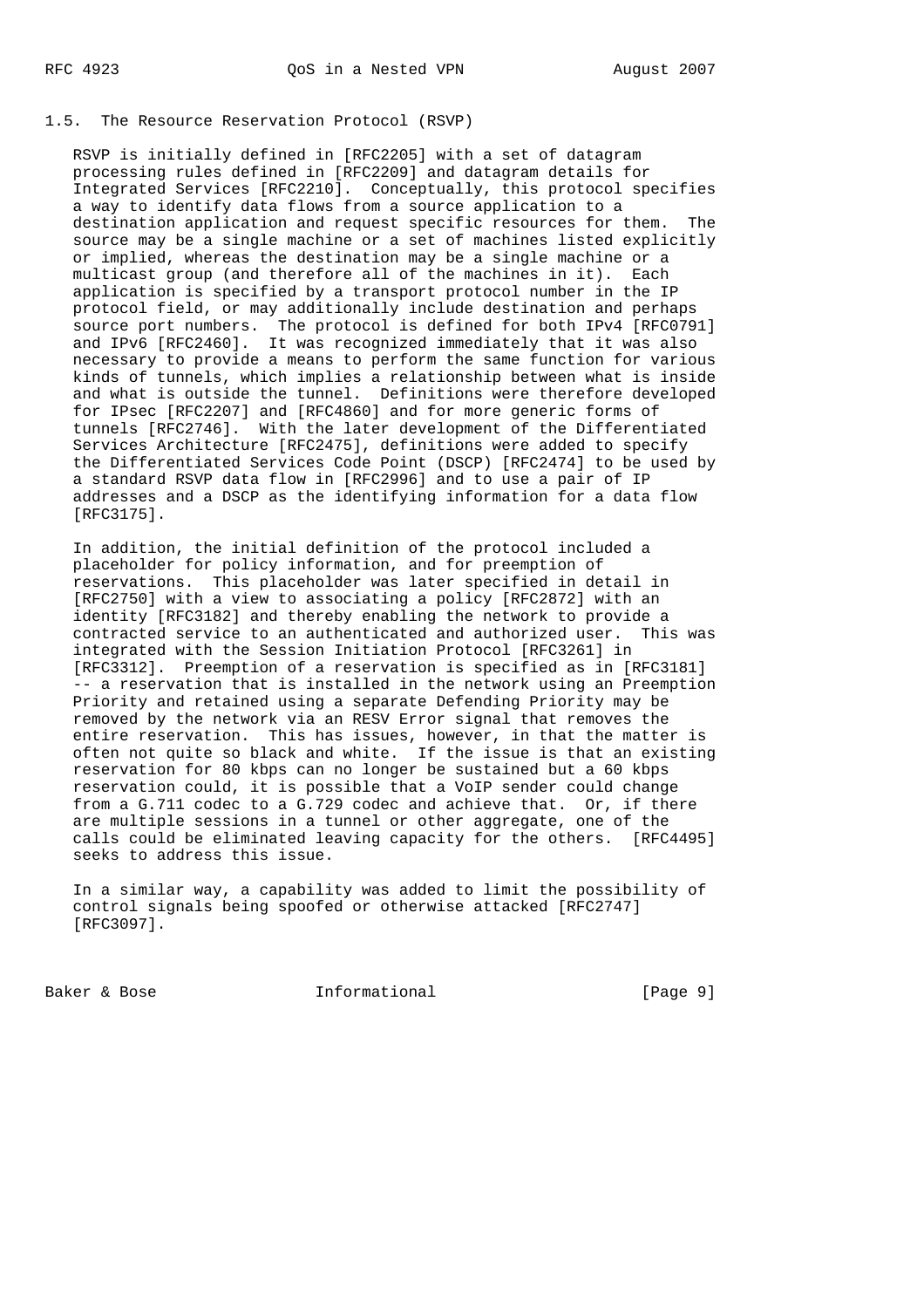### 1.5. The Resource Reservation Protocol (RSVP)

RSVP is initially defined in [RFC2205] with a set of datagram processing rules defined in [RFC2209] and datagram details for Integrated Services [RFC2210]. Conceptually, this protocol specifies a way to identify data flows from a source application to a destination application and request specific resources for them. The source may be a single machine or a set of machines listed explicitly or implied, whereas the destination may be a single machine or a multicast group (and therefore all of the machines in it). Each application is specified by a transport protocol number in the IP protocol field, or may additionally include destination and perhaps source port numbers. The protocol is defined for both IPv4 [RFC0791] and IPv6 [RFC2460]. It was recognized immediately that it was also necessary to provide a means to perform the same function for various kinds of tunnels, which implies a relationship between what is inside and what is outside the tunnel. Definitions were therefore developed for IPsec [RFC2207] and [RFC4860] and for more generic forms of tunnels [RFC2746]. With the later development of the Differentiated Services Architecture [RFC2475], definitions were added to specify the Differentiated Services Code Point (DSCP) [RFC2474] to be used by a standard RSVP data flow in [RFC2996] and to use a pair of IP addresses and a DSCP as the identifying information for a data flow [RFC3175].

In addition, the initial definition of the protocol included a placeholder for policy information, and for preemption of reservations. This placeholder was later specified in detail in [RFC2750] with a view to associating a policy [RFC2872] with an identity [RFC3182] and thereby enabling the network to provide a contracted service to an authenticated and authorized user. This was integrated with the Session Initiation Protocol [RFC3261] in [RFC3312]. Preemption of a reservation is specified as in [RFC3181] -- a reservation that is installed in the network using an Preemption Priority and retained using a separate Defending Priority may be removed by the network via an RESV Error signal that removes the entire reservation. This has issues, however, in that the matter is often not quite so black and white. If the issue is that an existing reservation for 80 kbps can no longer be sustained but a 60 kbps reservation could, it is possible that a VoIP sender could change from a G.711 codec to a G.729 codec and achieve that. Or, if there are multiple sessions in a tunnel or other aggregate, one of the calls could be eliminated leaving capacity for the others. [RFC4495] seeks to address this issue.

In a similar way, a capability was added to limit the possibility of control signals being spoofed or otherwise attacked [RFC2747] [RFC3097].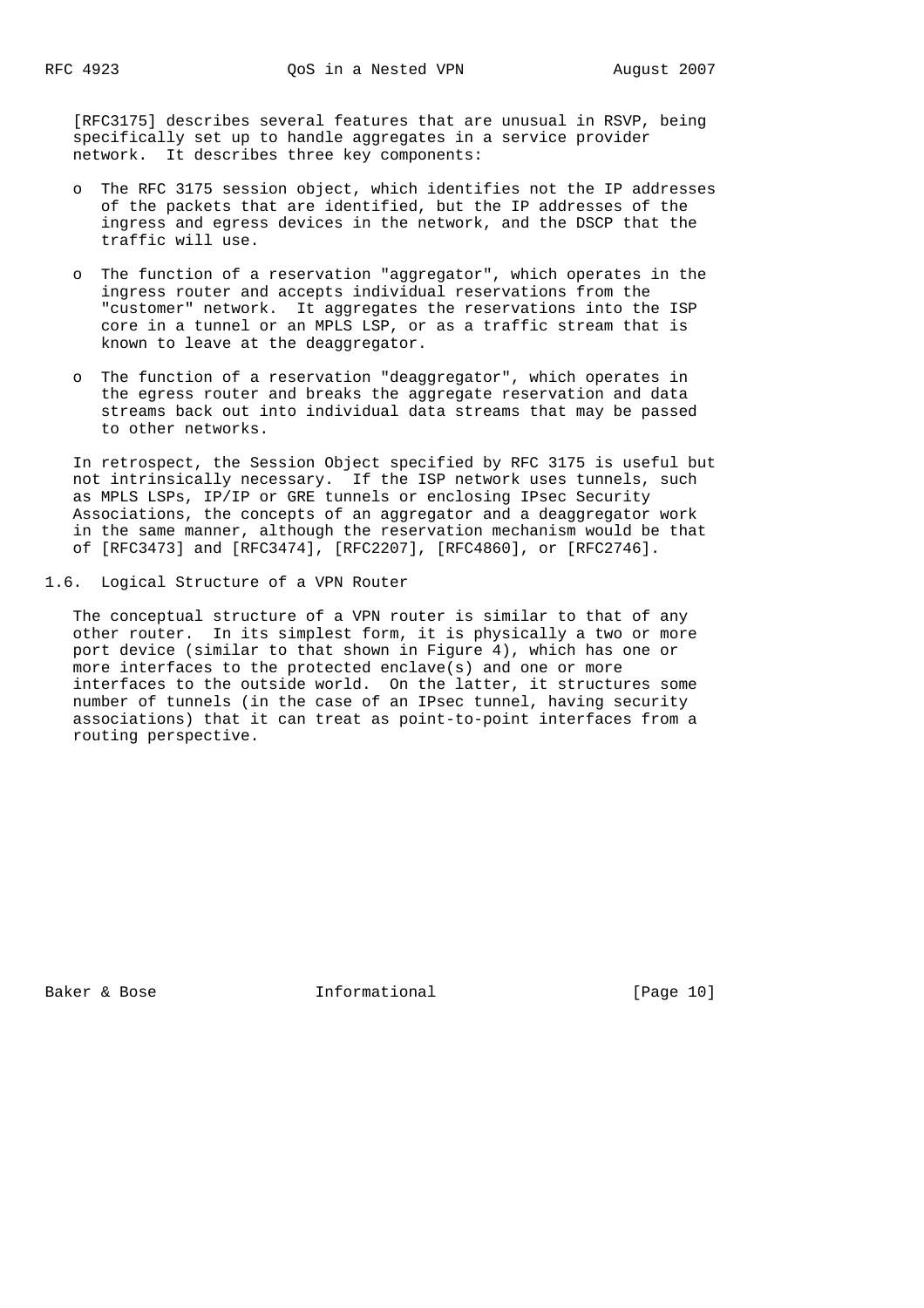[RFC3175] describes several features that are unusual in RSVP, being specifically set up to handle aggregates in a service provider network. It describes three key components:

- The RFC 3175 session object, which identifies not the IP addresses of the packets that are identified, but the IP addresses of the ingress and egress devices in the network, and the DSCP that the traffic will use.
- The function of a reservation "aggregator", which operates in the ingress router and accepts individual reservations from the "customer" network. It aggregates the reservations into the ISP core in a tunnel or an MPLS LSP, or as a traffic stream that is known to leave at the deaggregator.
- The function of a reservation "deaggregator", which operates in the egress router and breaks the aggregate reservation and data streams back out into individual data streams that may be passed to other networks.

In retrospect, the Session Object specified by RFC 3175 is useful but not intrinsically necessary. If the ISP network uses tunnels, such as MPLS LSPs, IP/IP or GRE tunnels or enclosing IPsec Security Associations, the concepts of an aggregator and a deaggregator work in the same manner, although the reservation mechanism would be that of [RFC3473] and [RFC3474], [RFC2207], [RFC4860], or [RFC2746].

## 1.6. Logical Structure of a VPN Router

The conceptual structure of a VPN router is similar to that of any other router. In its simplest form, it is physically a two or more port device (similar to that shown in Figure 4), which has one or more interfaces to the protected enclave(s) and one or more interfaces to the outside world. On the latter, it structures some number of tunnels (in the case of an IPsec tunnel, having security associations) that it can treat as point-to-point interfaces from a routing perspective.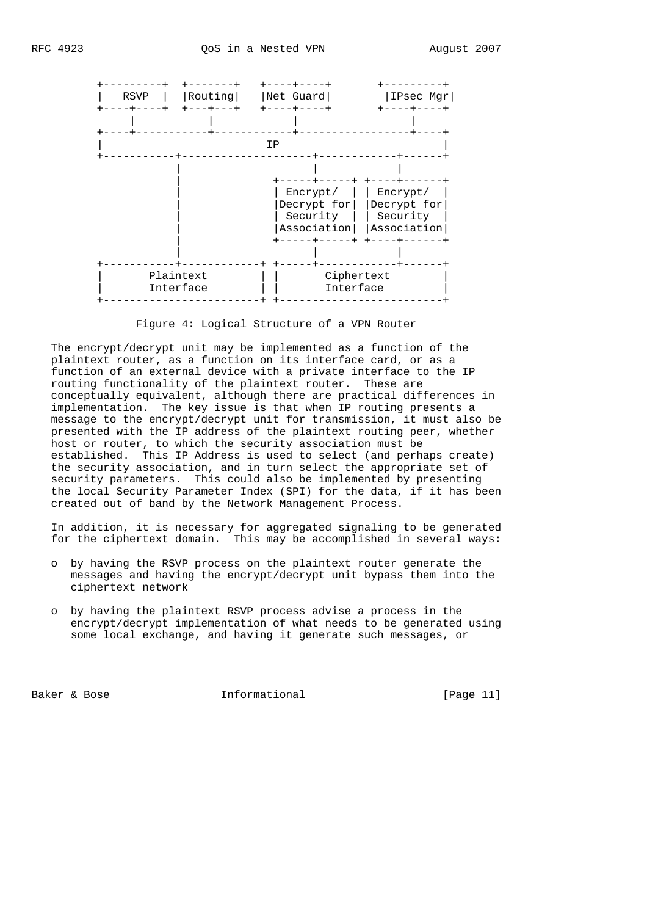```
 +---------+  +-------+   +----+----+       +---------+
 |   RSVP  |  |Routing|   |Net Guard|       |IPsec Mgr|
 +----+----+  +---+---+   +----+----+       +----+----+
      |           |            |                 |
 +----+-----------+------------+-----------------+----+
 |                            IP                      |
 +-----------+-------------------+------------+------+
             |                   |            |
             |              +----+-----+ +----+------+
             |              | Encrypt/  | | Encrypt/  |
             |              |Decrypt for| |Decrypt for|
             |              | Security  | | Security  |
             |              |Association| |Association|
             |              +-----+-----+ +----+------+
             |                    |            |
 +-----------+------------+ +-----+------------+------+
 |       Plaintext        | |       Ciphertext        |
 |       Interface        | |       Interface         |
 +------------------------+ +-------------------------+
```

Figure 4: Logical Structure of a VPN Router

The encrypt/decrypt unit may be implemented as a function of the plaintext router, as a function on its interface card, or as a function of an external device with a private interface to the IP routing functionality of the plaintext router. These are conceptually equivalent, although there are practical differences in implementation. The key issue is that when IP routing presents a message to the encrypt/decrypt unit for transmission, it must also be presented with the IP address of the plaintext routing peer, whether host or router, to which the security association must be established. This IP Address is used to select (and perhaps create) the security association, and in turn select the appropriate set of security parameters. This could also be implemented by presenting the local Security Parameter Index (SPI) for the data, if it has been created out of band by the Network Management Process.

In addition, it is necessary for aggregated signaling to be generated for the ciphertext domain. This may be accomplished in several ways:

- by having the RSVP process on the plaintext router generate the messages and having the encrypt/decrypt unit bypass them into the ciphertext network
- by having the plaintext RSVP process advise a process in the encrypt/decrypt implementation of what needs to be generated using some local exchange, and having it generate such messages, or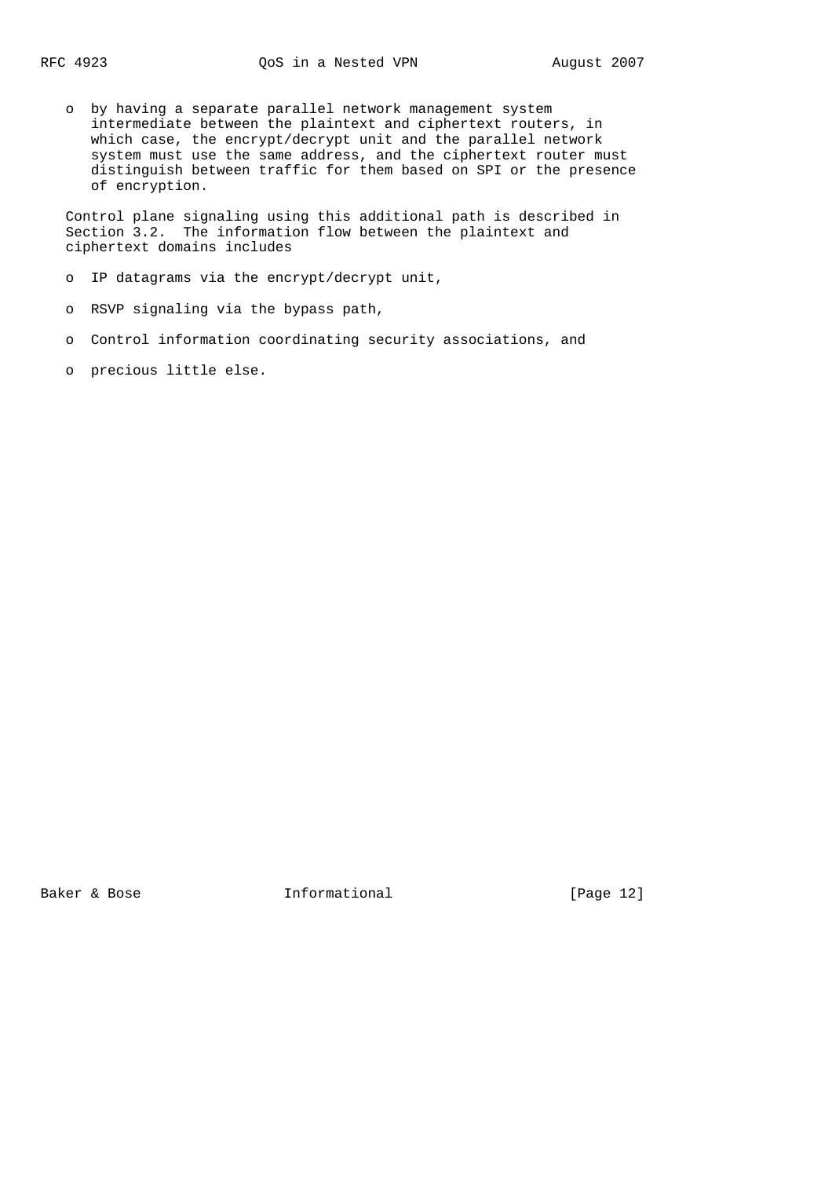- by having a separate parallel network management system intermediate between the plaintext and ciphertext routers, in which case, the encrypt/decrypt unit and the parallel network system must use the same address, and the ciphertext router must distinguish between traffic for them based on SPI or the presence of encryption.

Control plane signaling using this additional path is described in Section 3.2. The information flow between the plaintext and ciphertext domains includes

- IP datagrams via the encrypt/decrypt unit,
- RSVP signaling via the bypass path,
- Control information coordinating security associations, and
- precious little else.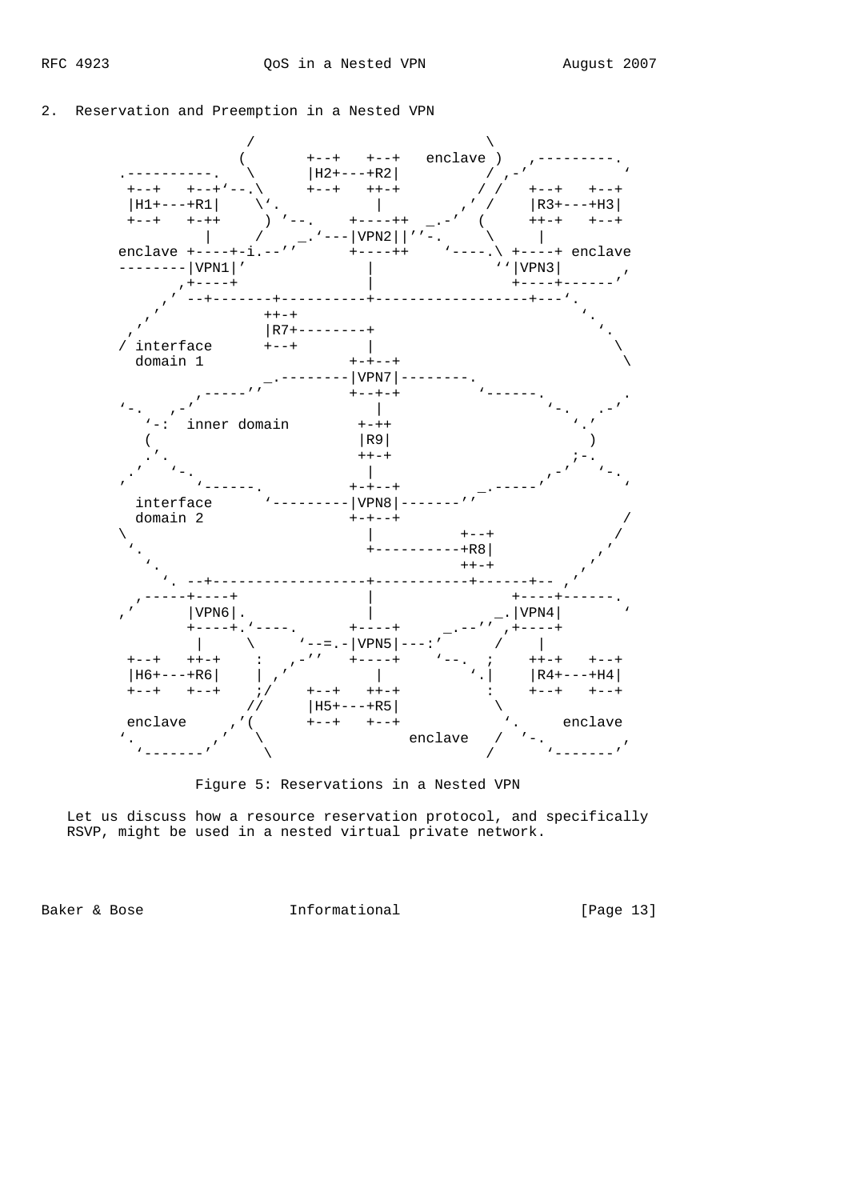## 2. Reservation and Preemption in a Nested VPN

```
                  /                             \
                 (       +--+   +--+   enclave )   ,---------.
       .----------.   \      |H2+---+R2|          / ,-'           '
        +--+   +--+'--.\     +--+   ++-+         / /   +--+   +--+
        |H1+---+R1|    \'.           |         ,' /    |R3+---+H3|
        +--+   +-++     ) '--.    +----++  _.-'  (     ++-+   +--+
             |     /    _.'---|VPN2||''-.     \     |
       enclave +----+-i.--''      +----++    '----.\ +----+ enclave
       --------|VPN1|'            |              ''|VPN3|       ,
            ,+----+               |                +----+------'
          ,' --+-------+----------+------------------+---'.
        ,'             ++-+                               '.
      ,'               |R7+--------+                        '.
       / interface      +--+       |                          \
         domain 1                +-+--+                        \
                          _.--------|VPN7|--------.
                    ,-----''          +--+-+        '------.        .
       '-.   ,-'                      |                   '-.   .-'
          '-:  inner domain        +-++                      '.'
           (                       |R9|                       )
           .'.                     ++-+                      ;-.
        ,'   '-.                    |                   ,-'   '-.
       '        '------.          +-+--+         _.-----'        '
         interface      '---------|VPN8|-------''
         domain 2                 +-+--+                          /
       \                            |          +--+              /
        '.                          +----------+R8|            ,'
          '.                                   ++-+          ,'
           '. --+------------------+-----------+------+-- ,'
          ,-----+----+             |                +----+------.
       ,'      |VPN6|.             |               _.|VPN4|       '
               +----+.'----.      +----+     _.--'' ,+----+
                 |     \     '--=.-|VPN5|---:'      /    |
        +--+   ++-+    :   ,-''   +----+    '--.  ;    ++-+   +--+
        |H6+---+R6|    | ,'          |          '.|    |R4+---+H4|
        +--+   +--+    ;/    +--+   ++-+          :    +--+   +--+
                      //     |H5+---+R5|           \
        enclave     ,'(      +--+   +--+            '.     enclave
       '.          ,'   \               enclave   /  '-.          ,
        '-------'        \                       /     '-------'
```

Figure 5: Reservations in a Nested VPN

Let us discuss how a resource reservation protocol, and specifically RSVP, might be used in a nested virtual private network.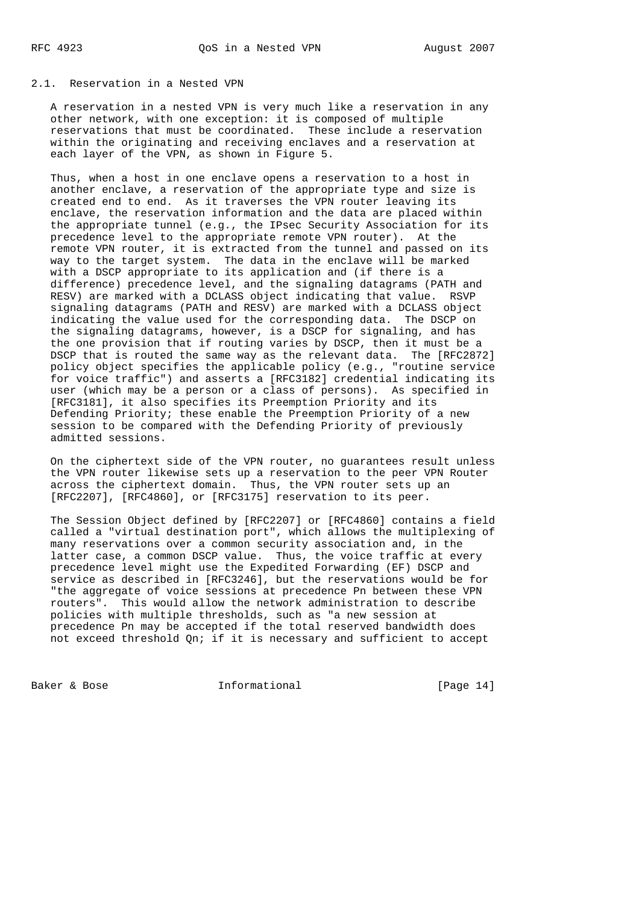### 2.1. Reservation in a Nested VPN

A reservation in a nested VPN is very much like a reservation in any other network, with one exception: it is composed of multiple reservations that must be coordinated. These include a reservation within the originating and receiving enclaves and a reservation at each layer of the VPN, as shown in Figure 5.

Thus, when a host in one enclave opens a reservation to a host in another enclave, a reservation of the appropriate type and size is created end to end. As it traverses the VPN router leaving its enclave, the reservation information and the data are placed within the appropriate tunnel (e.g., the IPsec Security Association for its precedence level to the appropriate remote VPN router). At the remote VPN router, it is extracted from the tunnel and passed on its way to the target system. The data in the enclave will be marked with a DSCP appropriate to its application and (if there is a difference) precedence level, and the signaling datagrams (PATH and RESV) are marked with a DCLASS object indicating that value. RSVP signaling datagrams (PATH and RESV) are marked with a DCLASS object indicating the value used for the corresponding data. The DSCP on the signaling datagrams, however, is a DSCP for signaling, and has the one provision that if routing varies by DSCP, then it must be a DSCP that is routed the same way as the relevant data. The [RFC2872] policy object specifies the applicable policy (e.g., "routine service for voice traffic") and asserts a [RFC3182] credential indicating its user (which may be a person or a class of persons). As specified in [RFC3181], it also specifies its Preemption Priority and its Defending Priority; these enable the Preemption Priority of a new session to be compared with the Defending Priority of previously admitted sessions.

On the ciphertext side of the VPN router, no guarantees result unless the VPN router likewise sets up a reservation to the peer VPN Router across the ciphertext domain. Thus, the VPN router sets up an [RFC2207], [RFC4860], or [RFC3175] reservation to its peer.

The Session Object defined by [RFC2207] or [RFC4860] contains a field called a "virtual destination port", which allows the multiplexing of many reservations over a common security association and, in the latter case, a common DSCP value. Thus, the voice traffic at every precedence level might use the Expedited Forwarding (EF) DSCP and service as described in [RFC3246], but the reservations would be for "the aggregate of voice sessions at precedence Pn between these VPN routers". This would allow the network administration to describe policies with multiple thresholds, such as "a new session at precedence Pn may be accepted if the total reserved bandwidth does not exceed threshold Qn; if it is necessary and sufficient to accept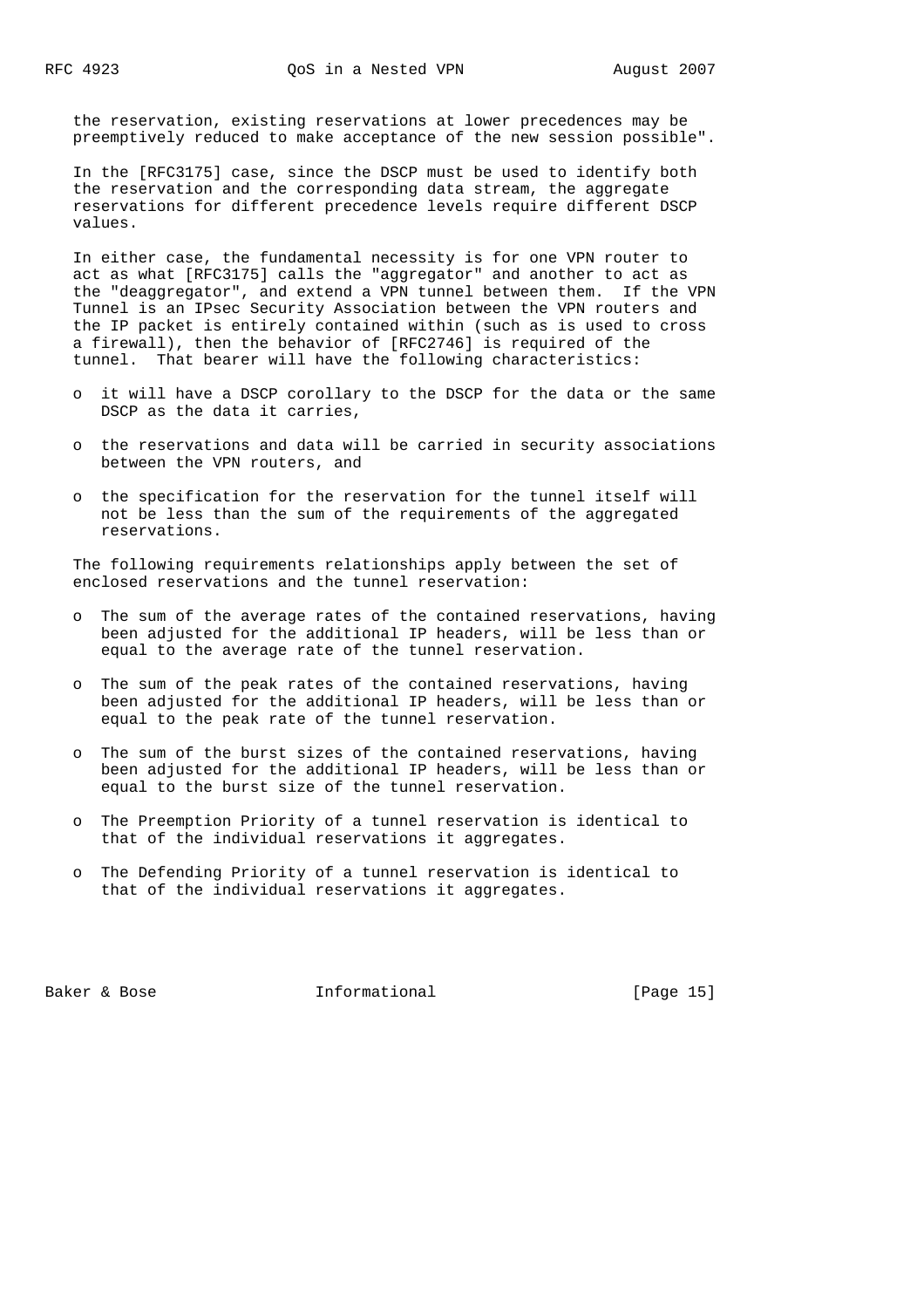the reservation, existing reservations at lower precedences may be preemptively reduced to make acceptance of the new session possible".

In the [RFC3175] case, since the DSCP must be used to identify both the reservation and the corresponding data stream, the aggregate reservations for different precedence levels require different DSCP values.

In either case, the fundamental necessity is for one VPN router to act as what [RFC3175] calls the "aggregator" and another to act as the "deaggregator", and extend a VPN tunnel between them. If the VPN Tunnel is an IPsec Security Association between the VPN routers and the IP packet is entirely contained within (such as is used to cross a firewall), then the behavior of [RFC2746] is required of the tunnel. That bearer will have the following characteristics:

- it will have a DSCP corollary to the DSCP for the data or the same DSCP as the data it carries,
- the reservations and data will be carried in security associations between the VPN routers, and
- the specification for the reservation for the tunnel itself will not be less than the sum of the requirements of the aggregated reservations.

The following requirements relationships apply between the set of enclosed reservations and the tunnel reservation:

- The sum of the average rates of the contained reservations, having been adjusted for the additional IP headers, will be less than or equal to the average rate of the tunnel reservation.
- The sum of the peak rates of the contained reservations, having been adjusted for the additional IP headers, will be less than or equal to the peak rate of the tunnel reservation.
- The sum of the burst sizes of the contained reservations, having been adjusted for the additional IP headers, will be less than or equal to the burst size of the tunnel reservation.
- The Preemption Priority of a tunnel reservation is identical to that of the individual reservations it aggregates.
- The Defending Priority of a tunnel reservation is identical to that of the individual reservations it aggregates.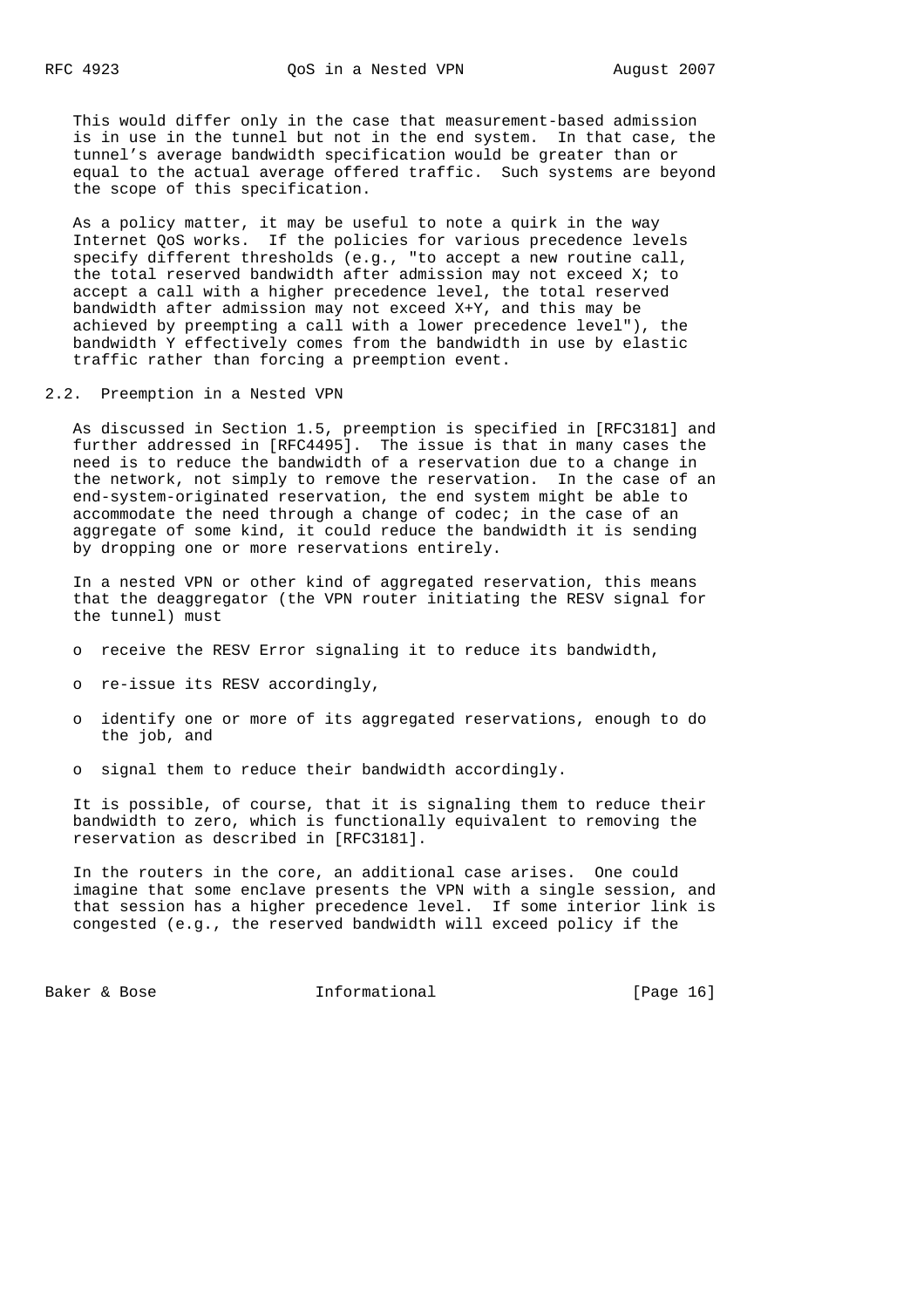This would differ only in the case that measurement-based admission is in use in the tunnel but not in the end system. In that case, the tunnel's average bandwidth specification would be greater than or equal to the actual average offered traffic. Such systems are beyond the scope of this specification.

As a policy matter, it may be useful to note a quirk in the way Internet QoS works. If the policies for various precedence levels specify different thresholds (e.g., "to accept a new routine call, the total reserved bandwidth after admission may not exceed X; to accept a call with a higher precedence level, the total reserved bandwidth after admission may not exceed X+Y, and this may be achieved by preempting a call with a lower precedence level"), the bandwidth Y effectively comes from the bandwidth in use by elastic traffic rather than forcing a preemption event.

## 2.2. Preemption in a Nested VPN

As discussed in Section 1.5, preemption is specified in [RFC3181] and further addressed in [RFC4495]. The issue is that in many cases the need is to reduce the bandwidth of a reservation due to a change in the network, not simply to remove the reservation. In the case of an end-system-originated reservation, the end system might be able to accommodate the need through a change of codec; in the case of an aggregate of some kind, it could reduce the bandwidth it is sending by dropping one or more reservations entirely.

In a nested VPN or other kind of aggregated reservation, this means that the deaggregator (the VPN router initiating the RESV signal for the tunnel) must

- receive the RESV Error signaling it to reduce its bandwidth,
- re-issue its RESV accordingly,
- identify one or more of its aggregated reservations, enough to do the job, and
- signal them to reduce their bandwidth accordingly.

It is possible, of course, that it is signaling them to reduce their bandwidth to zero, which is functionally equivalent to removing the reservation as described in [RFC3181].

In the routers in the core, an additional case arises. One could imagine that some enclave presents the VPN with a single session, and that session has a higher precedence level. If some interior link is congested (e.g., the reserved bandwidth will exceed policy if the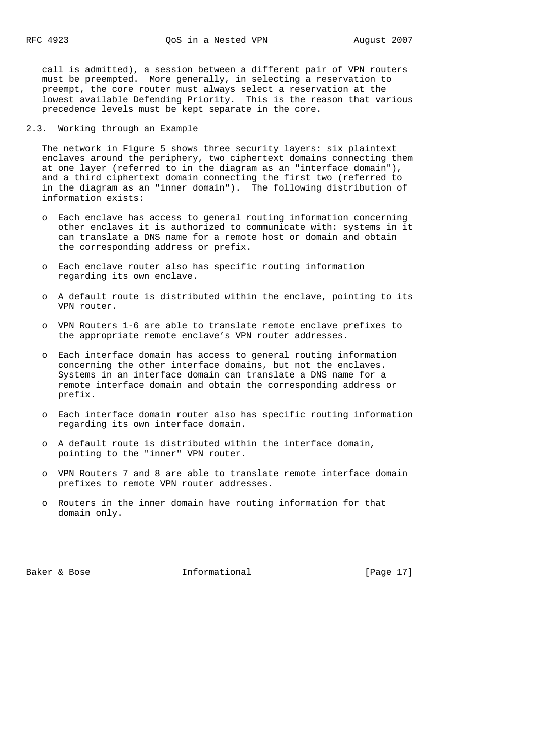call is admitted), a session between a different pair of VPN routers must be preempted. More generally, in selecting a reservation to preempt, the core router must always select a reservation at the lowest available Defending Priority. This is the reason that various precedence levels must be kept separate in the core.

## 2.3. Working through an Example

The network in Figure 5 shows three security layers: six plaintext enclaves around the periphery, two ciphertext domains connecting them at one layer (referred to in the diagram as an "interface domain"), and a third ciphertext domain connecting the first two (referred to in the diagram as an "inner domain"). The following distribution of information exists:

- Each enclave has access to general routing information concerning other enclaves it is authorized to communicate with: systems in it can translate a DNS name for a remote host or domain and obtain the corresponding address or prefix.
- Each enclave router also has specific routing information regarding its own enclave.
- A default route is distributed within the enclave, pointing to its VPN router.
- VPN Routers 1-6 are able to translate remote enclave prefixes to the appropriate remote enclave's VPN router addresses.
- Each interface domain has access to general routing information concerning the other interface domains, but not the enclaves. Systems in an interface domain can translate a DNS name for a remote interface domain and obtain the corresponding address or prefix.
- Each interface domain router also has specific routing information regarding its own interface domain.
- A default route is distributed within the interface domain, pointing to the "inner" VPN router.
- VPN Routers 7 and 8 are able to translate remote interface domain prefixes to remote VPN router addresses.
- Routers in the inner domain have routing information for that domain only.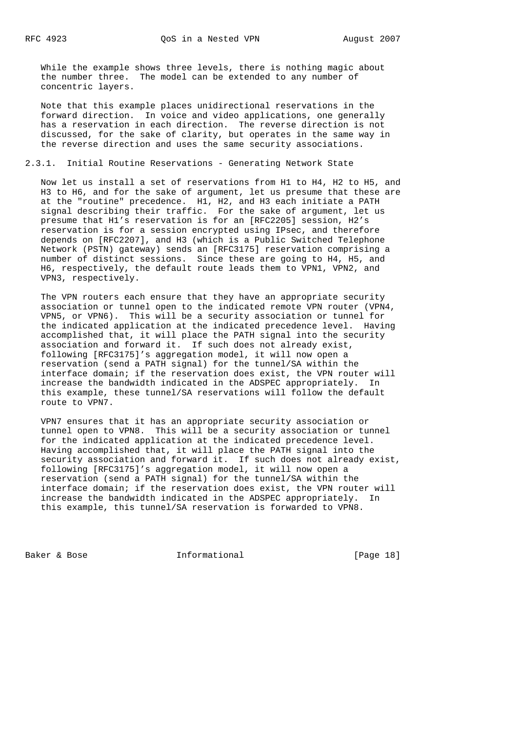While the example shows three levels, there is nothing magic about the number three. The model can be extended to any number of concentric layers.

Note that this example places unidirectional reservations in the forward direction. In voice and video applications, one generally has a reservation in each direction. The reverse direction is not discussed, for the sake of clarity, but operates in the same way in the reverse direction and uses the same security associations.

### 2.3.1. Initial Routine Reservations - Generating Network State

Now let us install a set of reservations from H1 to H4, H2 to H5, and H3 to H6, and for the sake of argument, let us presume that these are at the "routine" precedence. H1, H2, and H3 each initiate a PATH signal describing their traffic. For the sake of argument, let us presume that H1's reservation is for an [RFC2205] session, H2's reservation is for a session encrypted using IPsec, and therefore depends on [RFC2207], and H3 (which is a Public Switched Telephone Network (PSTN) gateway) sends an [RFC3175] reservation comprising a number of distinct sessions. Since these are going to H4, H5, and H6, respectively, the default route leads them to VPN1, VPN2, and VPN3, respectively.

The VPN routers each ensure that they have an appropriate security association or tunnel open to the indicated remote VPN router (VPN4, VPN5, or VPN6). This will be a security association or tunnel for the indicated application at the indicated precedence level. Having accomplished that, it will place the PATH signal into the security association and forward it. If such does not already exist, following [RFC3175]'s aggregation model, it will now open a reservation (send a PATH signal) for the tunnel/SA within the interface domain; if the reservation does exist, the VPN router will increase the bandwidth indicated in the ADSPEC appropriately. In this example, these tunnel/SA reservations will follow the default route to VPN7.

VPN7 ensures that it has an appropriate security association or tunnel open to VPN8. This will be a security association or tunnel for the indicated application at the indicated precedence level. Having accomplished that, it will place the PATH signal into the security association and forward it. If such does not already exist, following [RFC3175]'s aggregation model, it will now open a reservation (send a PATH signal) for the tunnel/SA within the interface domain; if the reservation does exist, the VPN router will increase the bandwidth indicated in the ADSPEC appropriately. In this example, this tunnel/SA reservation is forwarded to VPN8.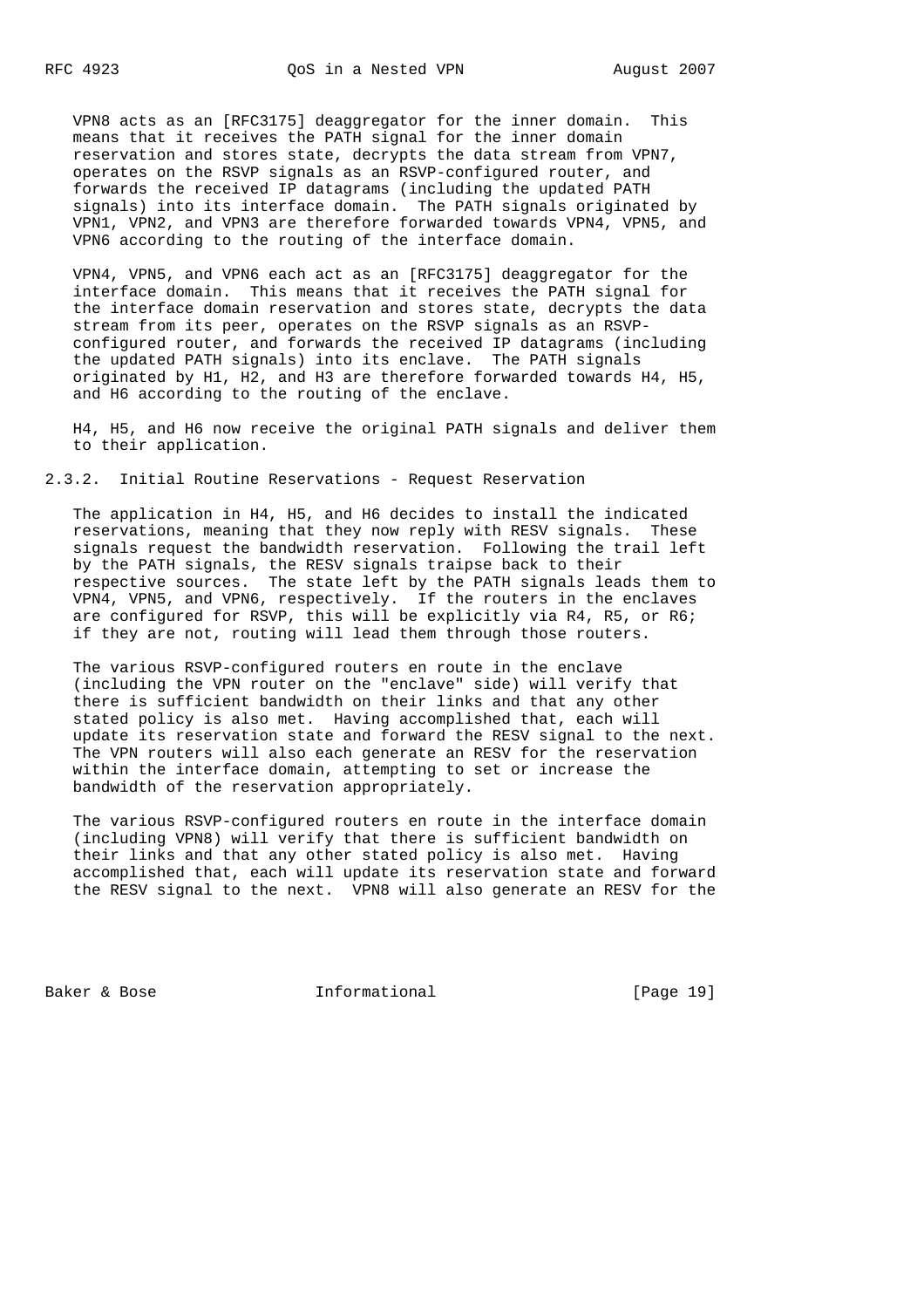VPN8 acts as an [RFC3175] deaggregator for the inner domain. This means that it receives the PATH signal for the inner domain reservation and stores state, decrypts the data stream from VPN7, operates on the RSVP signals as an RSVP-configured router, and forwards the received IP datagrams (including the updated PATH signals) into its interface domain. The PATH signals originated by VPN1, VPN2, and VPN3 are therefore forwarded towards VPN4, VPN5, and VPN6 according to the routing of the interface domain.

VPN4, VPN5, and VPN6 each act as an [RFC3175] deaggregator for the interface domain. This means that it receives the PATH signal for the interface domain reservation and stores state, decrypts the data stream from its peer, operates on the RSVP signals as an RSVP-configured router, and forwards the received IP datagrams (including the updated PATH signals) into its enclave. The PATH signals originated by H1, H2, and H3 are therefore forwarded towards H4, H5, and H6 according to the routing of the enclave.

H4, H5, and H6 now receive the original PATH signals and deliver them to their application.

### 2.3.2. Initial Routine Reservations - Request Reservation

The application in H4, H5, and H6 decides to install the indicated reservations, meaning that they now reply with RESV signals. These signals request the bandwidth reservation. Following the trail left by the PATH signals, the RESV signals traipse back to their respective sources. The state left by the PATH signals leads them to VPN4, VPN5, and VPN6, respectively. If the routers in the enclaves are configured for RSVP, this will be explicitly via R4, R5, or R6; if they are not, routing will lead them through those routers.

The various RSVP-configured routers en route in the enclave (including the VPN router on the "enclave" side) will verify that there is sufficient bandwidth on their links and that any other stated policy is also met. Having accomplished that, each will update its reservation state and forward the RESV signal to the next. The VPN routers will also each generate an RESV for the reservation within the interface domain, attempting to set or increase the bandwidth of the reservation appropriately.

The various RSVP-configured routers en route in the interface domain (including VPN8) will verify that there is sufficient bandwidth on their links and that any other stated policy is also met. Having accomplished that, each will update its reservation state and forward the RESV signal to the next. VPN8 will also generate an RESV for the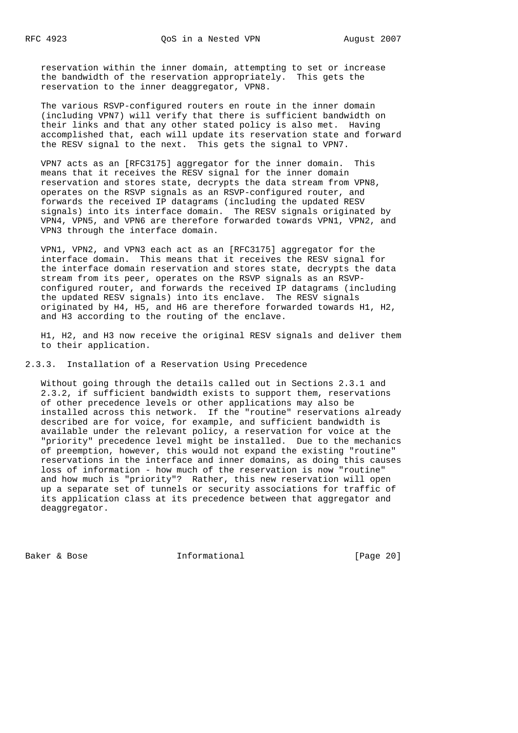reservation within the inner domain, attempting to set or increase the bandwidth of the reservation appropriately. This gets the reservation to the inner deaggregator, VPN8.

The various RSVP-configured routers en route in the inner domain (including VPN7) will verify that there is sufficient bandwidth on their links and that any other stated policy is also met. Having accomplished that, each will update its reservation state and forward the RESV signal to the next. This gets the signal to VPN7.

VPN7 acts as an [RFC3175] aggregator for the inner domain. This means that it receives the RESV signal for the inner domain reservation and stores state, decrypts the data stream from VPN8, operates on the RSVP signals as an RSVP-configured router, and forwards the received IP datagrams (including the updated RESV signals) into its interface domain. The RESV signals originated by VPN4, VPN5, and VPN6 are therefore forwarded towards VPN1, VPN2, and VPN3 through the interface domain.

VPN1, VPN2, and VPN3 each act as an [RFC3175] aggregator for the interface domain. This means that it receives the RESV signal for the interface domain reservation and stores state, decrypts the data stream from its peer, operates on the RSVP signals as an RSVP-configured router, and forwards the received IP datagrams (including the updated RESV signals) into its enclave. The RESV signals originated by H4, H5, and H6 are therefore forwarded towards H1, H2, and H3 according to the routing of the enclave.

H1, H2, and H3 now receive the original RESV signals and deliver them to their application.

### 2.3.3. Installation of a Reservation Using Precedence

Without going through the details called out in Sections 2.3.1 and 2.3.2, if sufficient bandwidth exists to support them, reservations of other precedence levels or other applications may also be installed across this network. If the "routine" reservations already described are for voice, for example, and sufficient bandwidth is available under the relevant policy, a reservation for voice at the "priority" precedence level might be installed. Due to the mechanics of preemption, however, this would not expand the existing "routine" reservations in the interface and inner domains, as doing this causes loss of information - how much of the reservation is now "routine" and how much is "priority"? Rather, this new reservation will open up a separate set of tunnels or security associations for traffic of its application class at its precedence between that aggregator and deaggregator.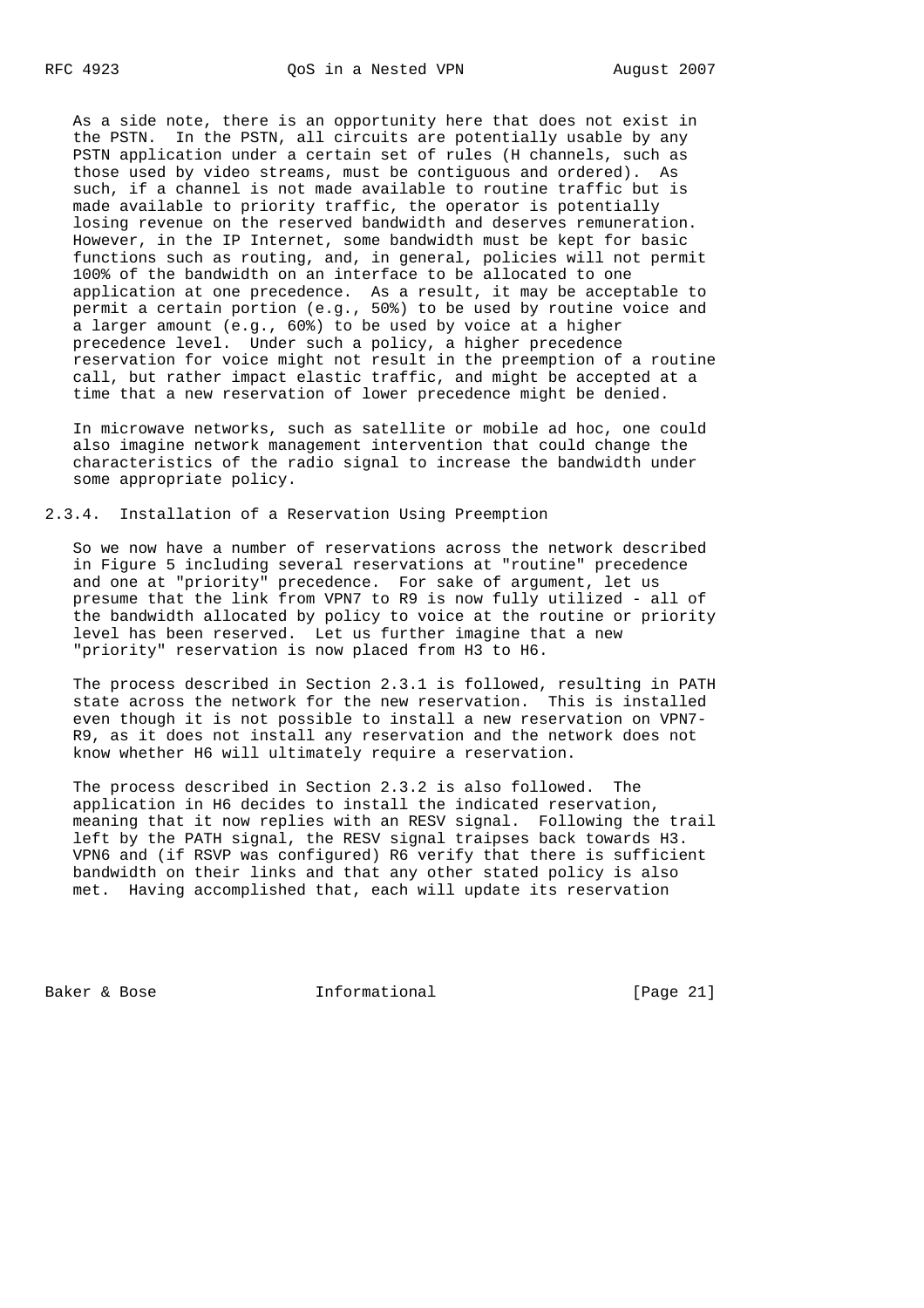As a side note, there is an opportunity here that does not exist in the PSTN. In the PSTN, all circuits are potentially usable by any PSTN application under a certain set of rules (H channels, such as those used by video streams, must be contiguous and ordered). As such, if a channel is not made available to routine traffic but is made available to priority traffic, the operator is potentially losing revenue on the reserved bandwidth and deserves remuneration. However, in the IP Internet, some bandwidth must be kept for basic functions such as routing, and, in general, policies will not permit 100% of the bandwidth on an interface to be allocated to one application at one precedence. As a result, it may be acceptable to permit a certain portion (e.g., 50%) to be used by routine voice and a larger amount (e.g., 60%) to be used by voice at a higher precedence level. Under such a policy, a higher precedence reservation for voice might not result in the preemption of a routine call, but rather impact elastic traffic, and might be accepted at a time that a new reservation of lower precedence might be denied.

In microwave networks, such as satellite or mobile ad hoc, one could also imagine network management intervention that could change the characteristics of the radio signal to increase the bandwidth under some appropriate policy.

### 2.3.4. Installation of a Reservation Using Preemption

So we now have a number of reservations across the network described in Figure 5 including several reservations at "routine" precedence and one at "priority" precedence. For sake of argument, let us presume that the link from VPN7 to R9 is now fully utilized - all of the bandwidth allocated by policy to voice at the routine or priority level has been reserved. Let us further imagine that a new "priority" reservation is now placed from H3 to H6.

The process described in Section 2.3.1 is followed, resulting in PATH state across the network for the new reservation. This is installed even though it is not possible to install a new reservation on VPN7-R9, as it does not install any reservation and the network does not know whether H6 will ultimately require a reservation.

The process described in Section 2.3.2 is also followed. The application in H6 decides to install the indicated reservation, meaning that it now replies with an RESV signal. Following the trail left by the PATH signal, the RESV signal traipses back towards H3. VPN6 and (if RSVP was configured) R6 verify that there is sufficient bandwidth on their links and that any other stated policy is also met. Having accomplished that, each will update its reservation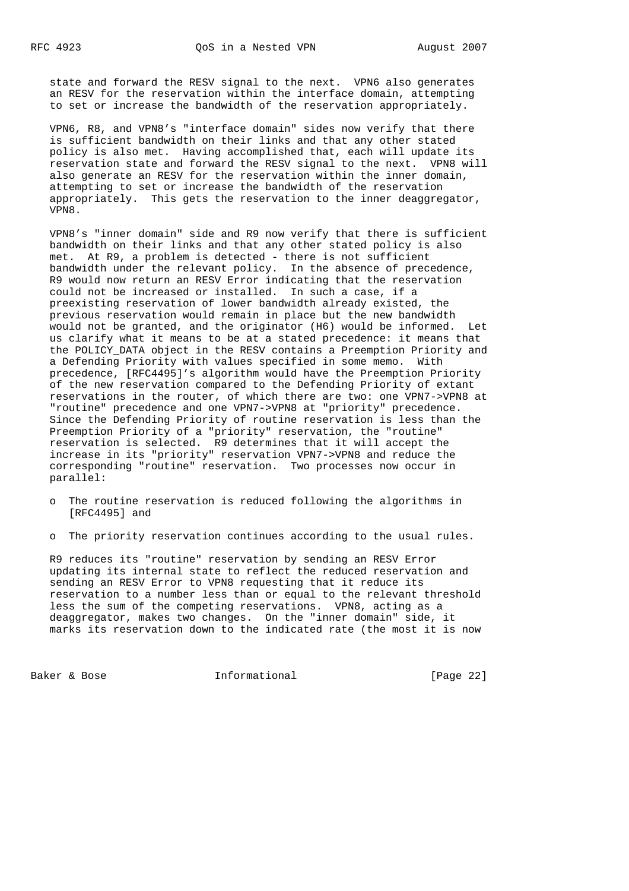state and forward the RESV signal to the next. VPN6 also generates an RESV for the reservation within the interface domain, attempting to set or increase the bandwidth of the reservation appropriately.

VPN6, R8, and VPN8's "interface domain" sides now verify that there is sufficient bandwidth on their links and that any other stated policy is also met. Having accomplished that, each will update its reservation state and forward the RESV signal to the next. VPN8 will also generate an RESV for the reservation within the inner domain, attempting to set or increase the bandwidth of the reservation appropriately. This gets the reservation to the inner deaggregator, VPN8.

VPN8's "inner domain" side and R9 now verify that there is sufficient bandwidth on their links and that any other stated policy is also met. At R9, a problem is detected - there is not sufficient bandwidth under the relevant policy. In the absence of precedence, R9 would now return an RESV Error indicating that the reservation could not be increased or installed. In such a case, if a preexisting reservation of lower bandwidth already existed, the previous reservation would remain in place but the new bandwidth would not be granted, and the originator (H6) would be informed. Let us clarify what it means to be at a stated precedence: it means that the POLICY_DATA object in the RESV contains a Preemption Priority and a Defending Priority with values specified in some memo. With precedence, [RFC4495]'s algorithm would have the Preemption Priority of the new reservation compared to the Defending Priority of extant reservations in the router, of which there are two: one VPN7->VPN8 at "routine" precedence and one VPN7->VPN8 at "priority" precedence. Since the Defending Priority of routine reservation is less than the Preemption Priority of a "priority" reservation, the "routine" reservation is selected. R9 determines that it will accept the increase in its "priority" reservation VPN7->VPN8 and reduce the corresponding "routine" reservation. Two processes now occur in parallel:

- The routine reservation is reduced following the algorithms in [RFC4495] and
- The priority reservation continues according to the usual rules.

R9 reduces its "routine" reservation by sending an RESV Error updating its internal state to reflect the reduced reservation and sending an RESV Error to VPN8 requesting that it reduce its reservation to a number less than or equal to the relevant threshold less the sum of the competing reservations. VPN8, acting as a deaggregator, makes two changes. On the "inner domain" side, it marks its reservation down to the indicated rate (the most it is now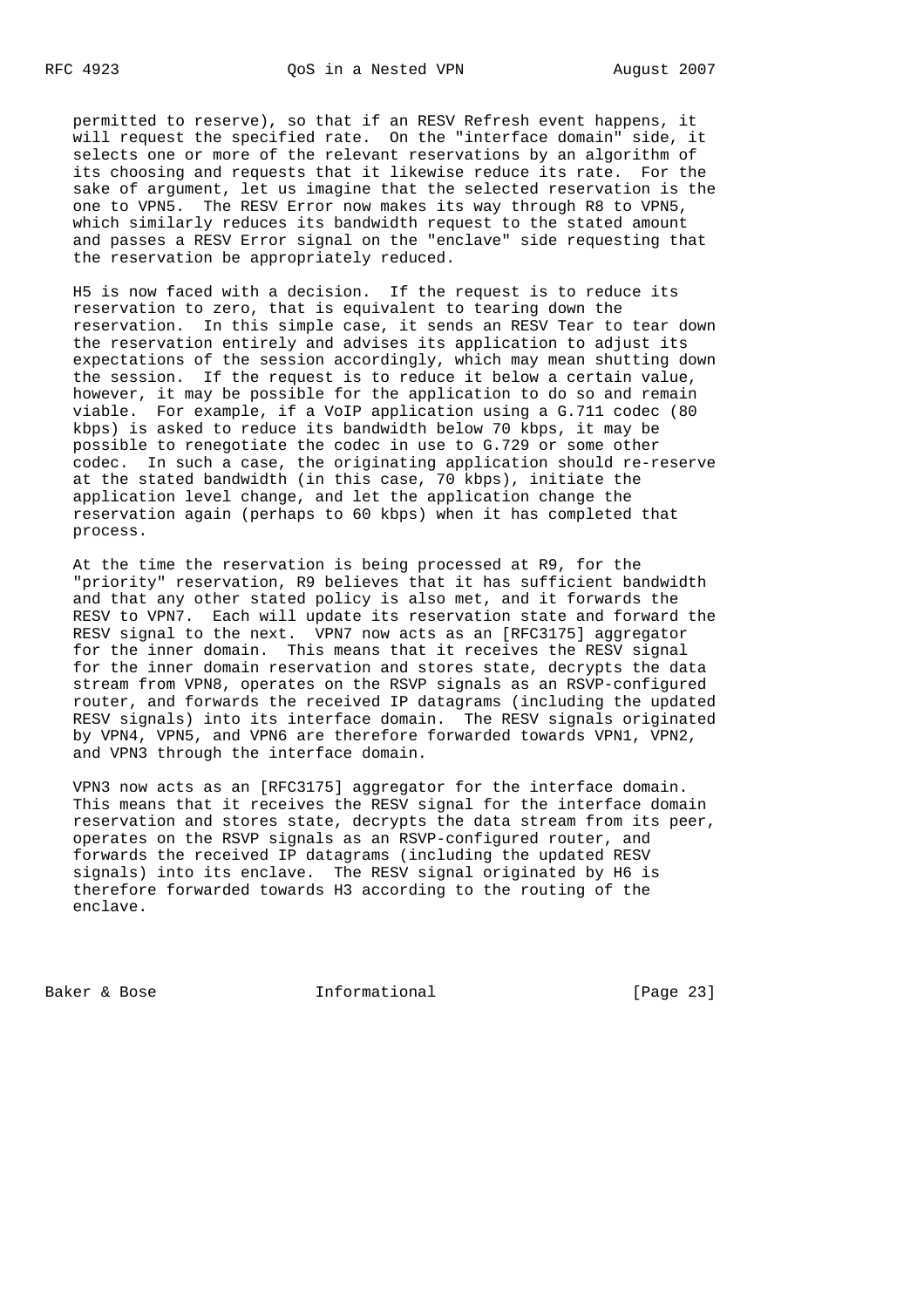permitted to reserve), so that if an RESV Refresh event happens, it will request the specified rate. On the "interface domain" side, it selects one or more of the relevant reservations by an algorithm of its choosing and requests that it likewise reduce its rate. For the sake of argument, let us imagine that the selected reservation is the one to VPN5. The RESV Error now makes its way through R8 to VPN5, which similarly reduces its bandwidth request to the stated amount and passes a RESV Error signal on the "enclave" side requesting that the reservation be appropriately reduced.

H5 is now faced with a decision. If the request is to reduce its reservation to zero, that is equivalent to tearing down the reservation. In this simple case, it sends an RESV Tear to tear down the reservation entirely and advises its application to adjust its expectations of the session accordingly, which may mean shutting down the session. If the request is to reduce it below a certain value, however, it may be possible for the application to do so and remain viable. For example, if a VoIP application using a G.711 codec (80 kbps) is asked to reduce its bandwidth below 70 kbps, it may be possible to renegotiate the codec in use to G.729 or some other codec. In such a case, the originating application should re-reserve at the stated bandwidth (in this case, 70 kbps), initiate the application level change, and let the application change the reservation again (perhaps to 60 kbps) when it has completed that process.

At the time the reservation is being processed at R9, for the "priority" reservation, R9 believes that it has sufficient bandwidth and that any other stated policy is also met, and it forwards the RESV to VPN7. Each will update its reservation state and forward the RESV signal to the next. VPN7 now acts as an [RFC3175] aggregator for the inner domain. This means that it receives the RESV signal for the inner domain reservation and stores state, decrypts the data stream from VPN8, operates on the RSVP signals as an RSVP-configured router, and forwards the received IP datagrams (including the updated RESV signals) into its interface domain. The RESV signals originated by VPN4, VPN5, and VPN6 are therefore forwarded towards VPN1, VPN2, and VPN3 through the interface domain.

VPN3 now acts as an [RFC3175] aggregator for the interface domain. This means that it receives the RESV signal for the interface domain reservation and stores state, decrypts the data stream from its peer, operates on the RSVP signals as an RSVP-configured router, and forwards the received IP datagrams (including the updated RESV signals) into its enclave. The RESV signal originated by H6 is therefore forwarded towards H3 according to the routing of the enclave.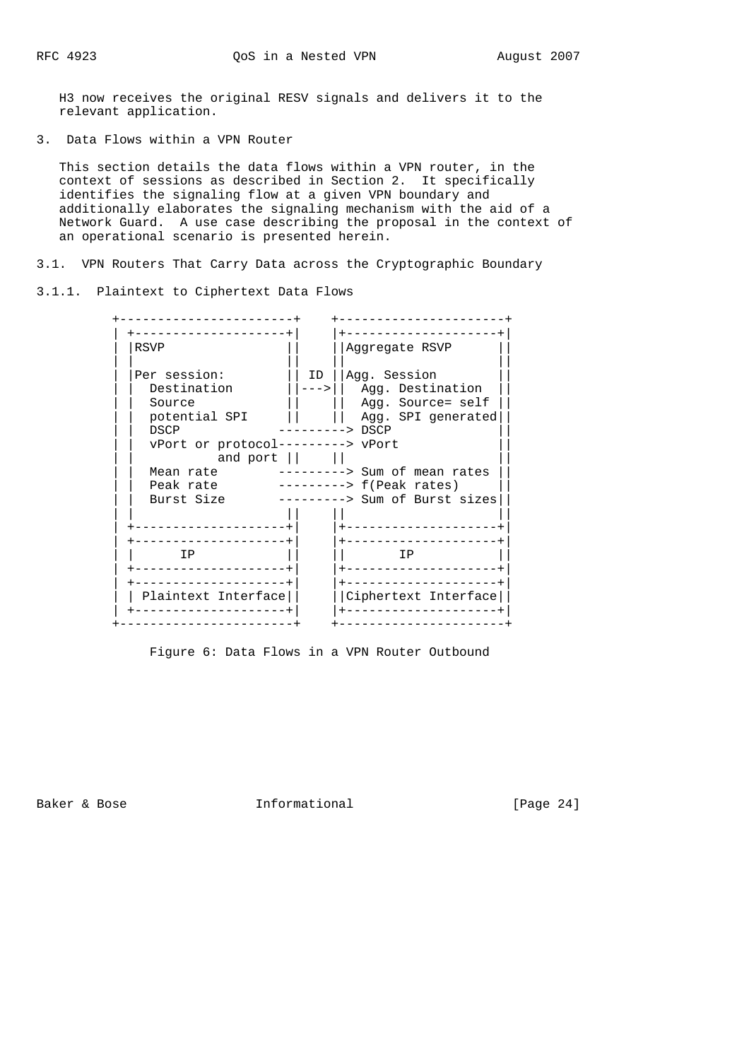H3 now receives the original RESV signals and delivers it to the relevant application.

## 3. Data Flows within a VPN Router

This section details the data flows within a VPN router, in the context of sessions as described in Section 2. It specifically identifies the signaling flow at a given VPN boundary and additionally elaborates the signaling mechanism with the aid of a Network Guard. A use case describing the proposal in the context of an operational scenario is presented herein.

### 3.1. VPN Routers That Carry Data across the Cryptographic Boundary

#### 3.1.1. Plaintext to Ciphertext Data Flows

```
 +-----------------------+     +----------------------+
 | +--------------------+|     |+--------------------+|
 | |RSVP                ||     ||Aggregate RSVP      ||
 | |                    ||     ||                    ||
 | |Per session:        || ID ||Agg. Session        ||
 | |  Destination       ||--->||  Agg. Destination  ||
 | |  Source            ||     ||  Agg. Source= self ||
 | |  potential SPI     ||     ||  Agg. SPI generated||
 | |  DSCP             ---------> DSCP               ||
 | |  vPort or protocol---------> vPort              ||
 | |           and port ||     ||                    ||
 | |  Mean rate         ---------> Sum of mean rates ||
 | |  Peak rate         ---------> f(Peak rates)     ||
 | |  Burst Size        ---------> Sum of Burst sizes||
 | |                    ||     ||                    ||
 | +--------------------+|     |+--------------------+|
 | +--------------------+|     |+--------------------+|
 | |      IP            ||     ||       IP           ||
 | +--------------------+|     |+--------------------+|
 | +--------------------+|     |+--------------------+|
 | | Plaintext Interface||     ||Ciphertext Interface||
 | +--------------------+|     |+--------------------+|
 +-----------------------+     +----------------------+
```

Figure 6: Data Flows in a VPN Router Outbound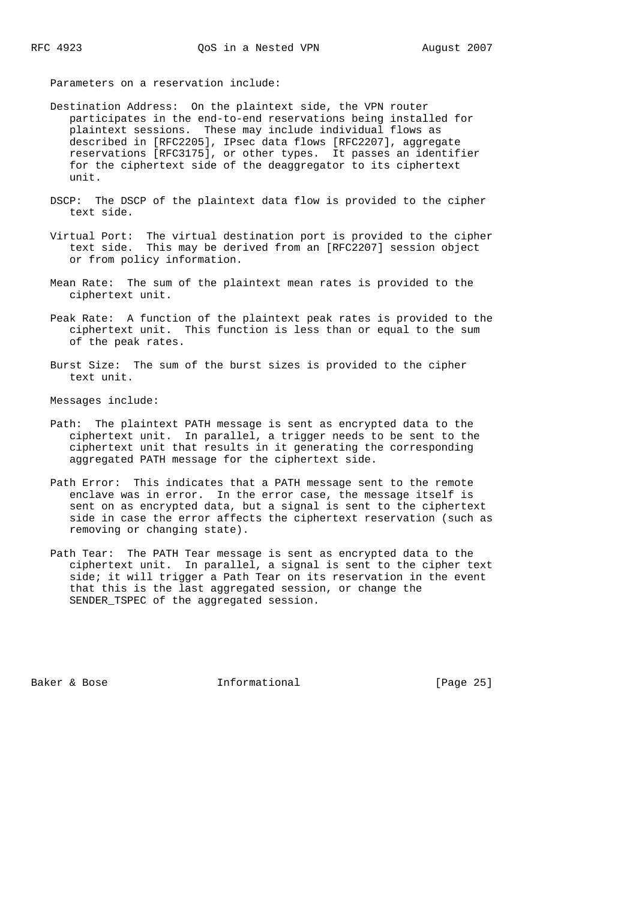Parameters on a reservation include:

Destination Address: On the plaintext side, the VPN router participates in the end-to-end reservations being installed for plaintext sessions. These may include individual flows as described in [RFC2205], IPsec data flows [RFC2207], aggregate reservations [RFC3175], or other types. It passes an identifier for the ciphertext side of the deaggregator to its ciphertext unit.

DSCP: The DSCP of the plaintext data flow is provided to the cipher text side.

Virtual Port: The virtual destination port is provided to the cipher text side. This may be derived from an [RFC2207] session object or from policy information.

Mean Rate: The sum of the plaintext mean rates is provided to the ciphertext unit.

Peak Rate: A function of the plaintext peak rates is provided to the ciphertext unit. This function is less than or equal to the sum of the peak rates.

Burst Size: The sum of the burst sizes is provided to the cipher text unit.

Messages include:

Path: The plaintext PATH message is sent as encrypted data to the ciphertext unit. In parallel, a trigger needs to be sent to the ciphertext unit that results in it generating the corresponding aggregated PATH message for the ciphertext side.

Path Error: This indicates that a PATH message sent to the remote enclave was in error. In the error case, the message itself is sent on as encrypted data, but a signal is sent to the ciphertext side in case the error affects the ciphertext reservation (such as removing or changing state).

Path Tear: The PATH Tear message is sent as encrypted data to the ciphertext unit. In parallel, a signal is sent to the cipher text side; it will trigger a Path Tear on its reservation in the event that this is the last aggregated session, or change the SENDER_TSPEC of the aggregated session.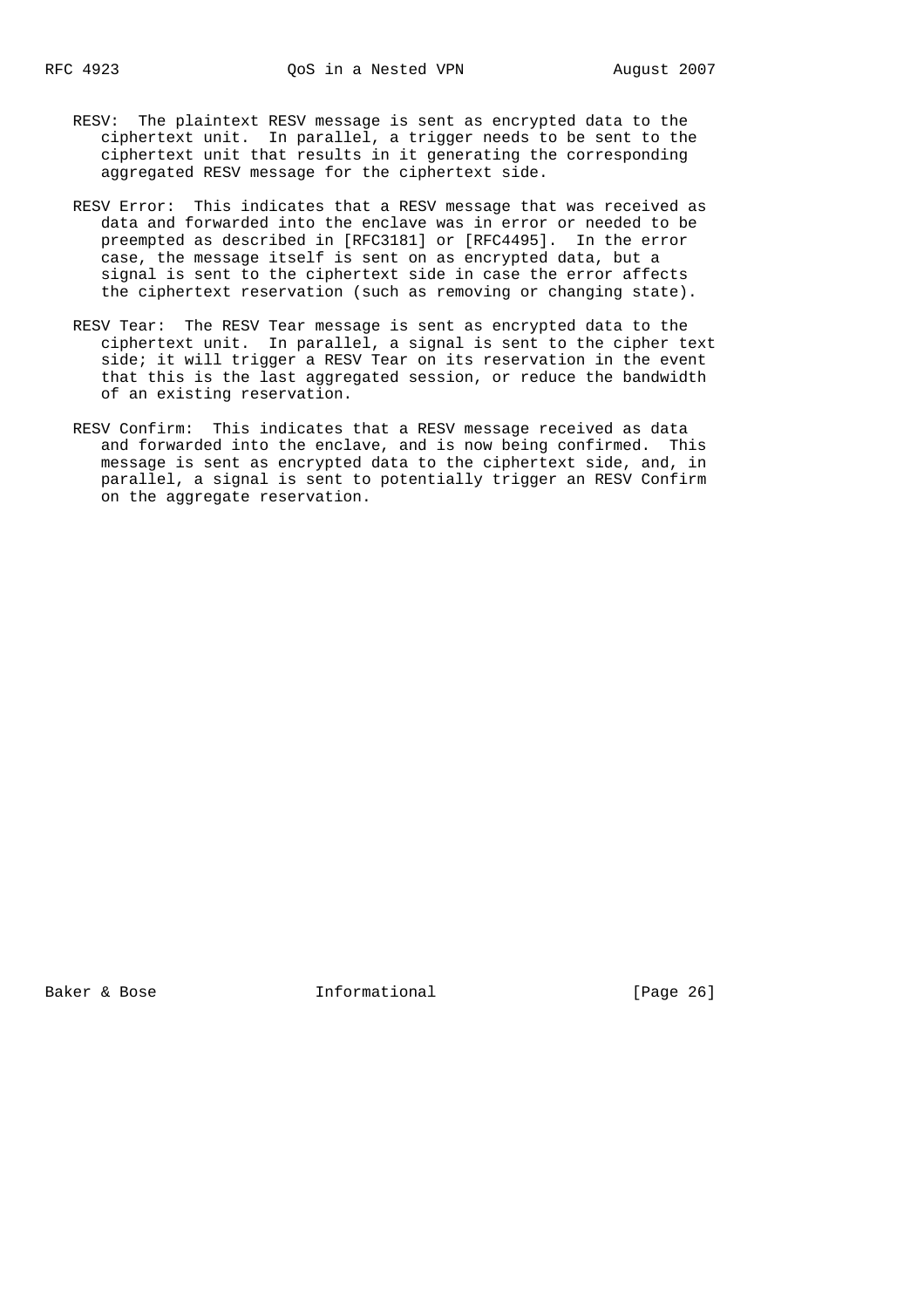RESV: The plaintext RESV message is sent as encrypted data to the ciphertext unit. In parallel, a trigger needs to be sent to the ciphertext unit that results in it generating the corresponding aggregated RESV message for the ciphertext side.

RESV Error: This indicates that a RESV message that was received as data and forwarded into the enclave was in error or needed to be preempted as described in [RFC3181] or [RFC4495]. In the error case, the message itself is sent on as encrypted data, but a signal is sent to the ciphertext side in case the error affects the ciphertext reservation (such as removing or changing state).

RESV Tear: The RESV Tear message is sent as encrypted data to the ciphertext unit. In parallel, a signal is sent to the cipher text side; it will trigger a RESV Tear on its reservation in the event that this is the last aggregated session, or reduce the bandwidth of an existing reservation.

RESV Confirm: This indicates that a RESV message received as data and forwarded into the enclave, and is now being confirmed. This message is sent as encrypted data to the ciphertext side, and, in parallel, a signal is sent to potentially trigger an RESV Confirm on the aggregate reservation.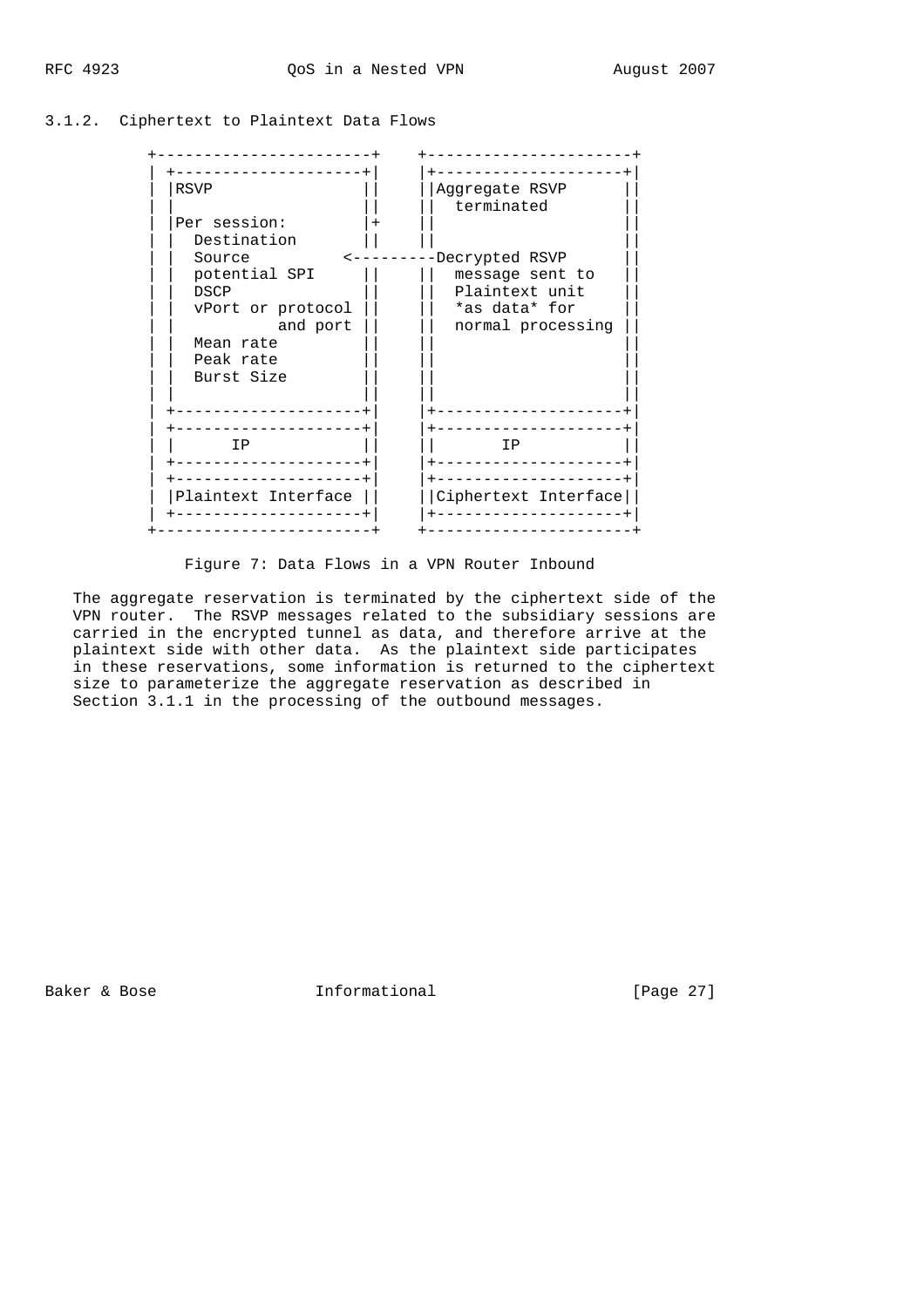### 3.1.2. Ciphertext to Plaintext Data Flows

```
         +----------------------+    +---------------------+
         | +--------------------+|    |+--------------------+|
         | |RSVP                ||    ||Aggregate RSVP      ||
         | |                    ||    ||  terminated        ||
         | |Per session:        |+    ||                    ||
         | |  Destination       ||    ||                    ||
         | |  Source          <---------Decrypted RSVP      ||
         | |  potential SPI     ||    ||  message sent to   ||
         | |  DSCP              ||    ||  Plaintext unit    ||
         | |  vPort or protocol ||    ||  *as data* for     ||
         | |           and port ||    ||  normal processing ||
         | |  Mean rate         ||    ||                    ||
         | |  Peak rate         ||    ||                    ||
         | |  Burst Size        ||    ||                    ||
         | |                    ||    ||                    ||
         | +--------------------+|    |+--------------------+|
         | +--------------------+|    |+--------------------+|
         | |      IP            ||    ||       IP           ||
         | +--------------------+|    |+--------------------+|
         | +--------------------+|    |+--------------------+|
         | |Plaintext Interface ||    ||Ciphertext Interface||
         | +--------------------+|    |+--------------------+|
         +----------------------+    +---------------------+
```

Figure 7: Data Flows in a VPN Router Inbound

The aggregate reservation is terminated by the ciphertext side of the VPN router. The RSVP messages related to the subsidiary sessions are carried in the encrypted tunnel as data, and therefore arrive at the plaintext side with other data. As the plaintext side participates in these reservations, some information is returned to the ciphertext size to parameterize the aggregate reservation as described in Section 3.1.1 in the processing of the outbound messages.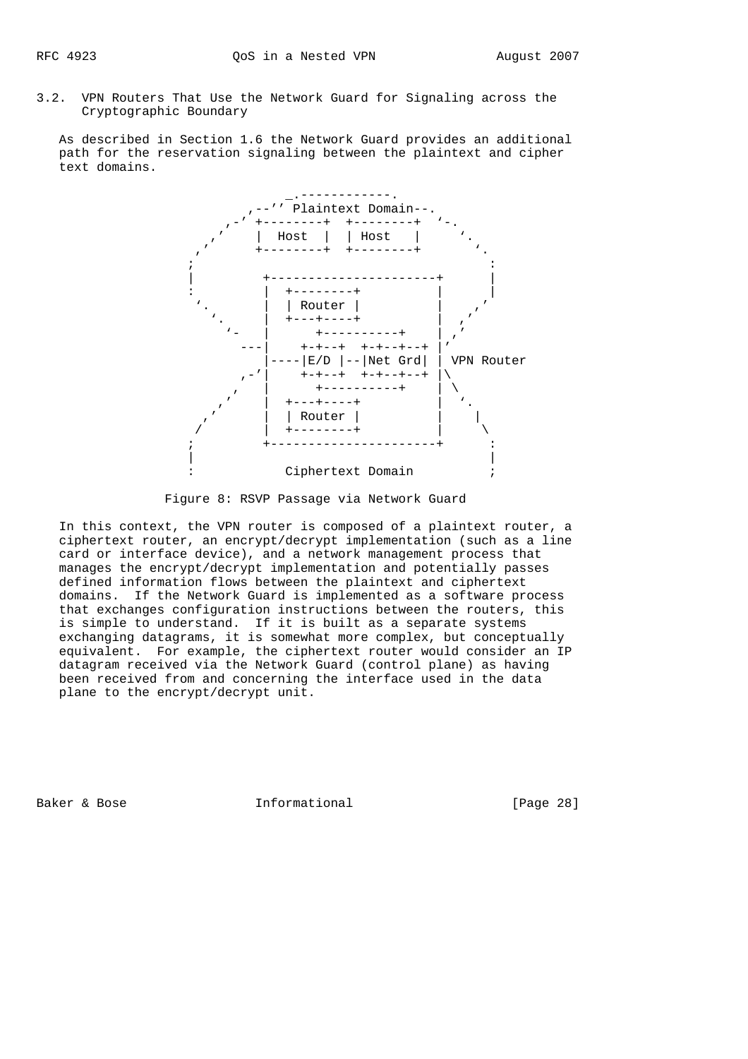### 3.2. VPN Routers That Use the Network Guard for Signaling across the Cryptographic Boundary

As described in Section 1.6 the Network Guard provides an additional path for the reservation signaling between the plaintext and cipher text domains.

```
                  _.------------.
              ,--'' Plaintext Domain--.
           ,-' +--------+  +--------+  `-.
         ,'    |  Host  |  | Host   |     `.
       ,'      +--------+  +--------+       `.
      ;                                       :
      |          +----------------------+      |
      :          |  +--------+          |      |
       `.        |  | Router |          |    ,'
         `.      |  +---+----+          |  ,'
           `-    |      +----------+    | ,'
             ---|    +-+--+  +-+--+--+ |'
                 |----|E/D |--|Net Grd| | VPN Router
              ,-'|    +-+--+  +-+--+--+ |\
            ,'   |      +----------+    | \
          ,'     |  +---+----+          |  `.
        ,'       |  | Router |          |    |
       /         |  +--------+          |     \
      ;          +----------------------+      :
      |                                        |
      :             Ciphertext Domain          ;
```

Figure 8: RSVP Passage via Network Guard

In this context, the VPN router is composed of a plaintext router, a ciphertext router, an encrypt/decrypt implementation (such as a line card or interface device), and a network management process that manages the encrypt/decrypt implementation and potentially passes defined information flows between the plaintext and ciphertext domains. If the Network Guard is implemented as a software process that exchanges configuration instructions between the routers, this is simple to understand. If it is built as a separate systems exchanging datagrams, it is somewhat more complex, but conceptually equivalent. For example, the ciphertext router would consider an IP datagram received via the Network Guard (control plane) as having been received from and concerning the interface used in the data plane to the encrypt/decrypt unit.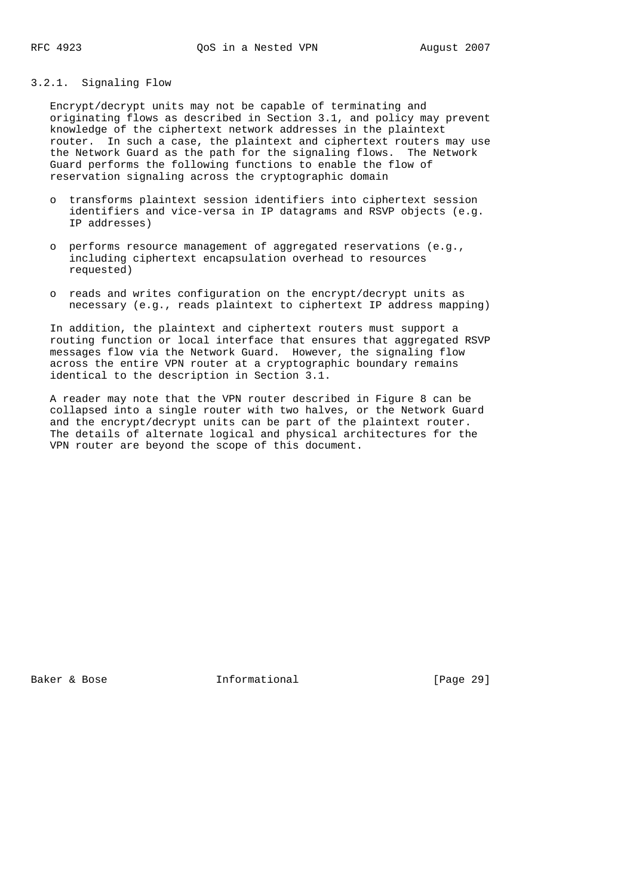### 3.2.1. Signaling Flow

Encrypt/decrypt units may not be capable of terminating and originating flows as described in Section 3.1, and policy may prevent knowledge of the ciphertext network addresses in the plaintext router. In such a case, the plaintext and ciphertext routers may use the Network Guard as the path for the signaling flows. The Network Guard performs the following functions to enable the flow of reservation signaling across the cryptographic domain

- transforms plaintext session identifiers into ciphertext session identifiers and vice-versa in IP datagrams and RSVP objects (e.g. IP addresses)
- performs resource management of aggregated reservations (e.g., including ciphertext encapsulation overhead to resources requested)
- reads and writes configuration on the encrypt/decrypt units as necessary (e.g., reads plaintext to ciphertext IP address mapping)

In addition, the plaintext and ciphertext routers must support a routing function or local interface that ensures that aggregated RSVP messages flow via the Network Guard. However, the signaling flow across the entire VPN router at a cryptographic boundary remains identical to the description in Section 3.1.

A reader may note that the VPN router described in Figure 8 can be collapsed into a single router with two halves, or the Network Guard and the encrypt/decrypt units can be part of the plaintext router. The details of alternate logical and physical architectures for the VPN router are beyond the scope of this document.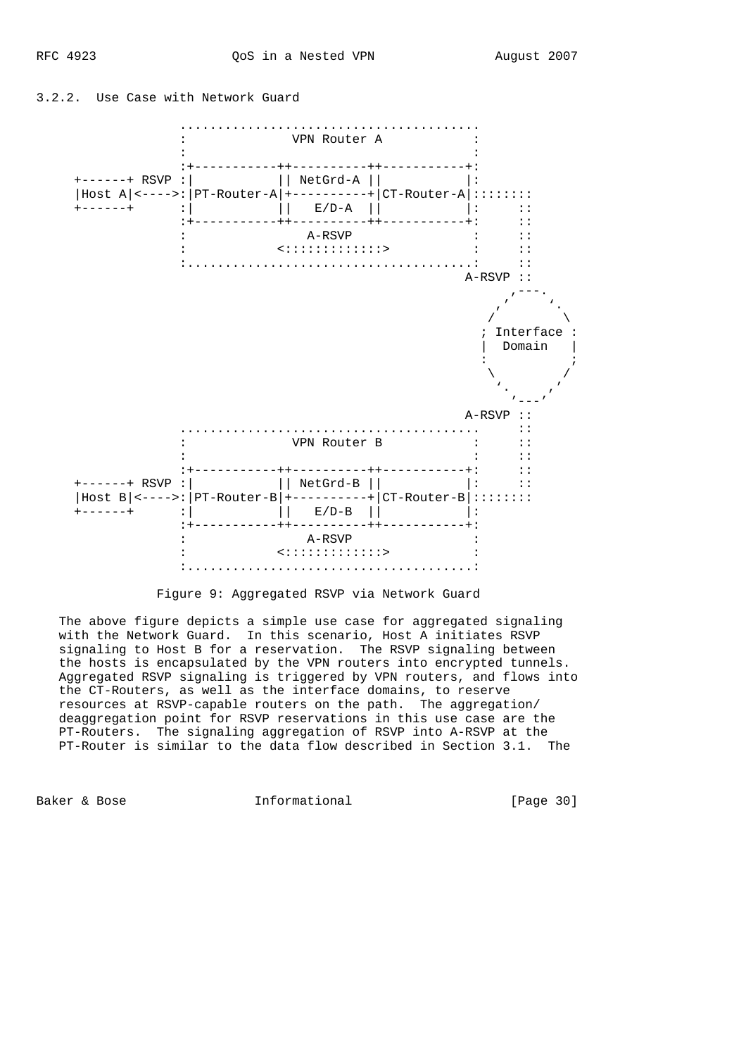### 3.2.2. Use Case with Network Guard

```
                ........................................
                :              VPN Router A            :
                :                                      :
                :+-----------++----------++-----------+:
    +------+ RSVP :|           || NetGrd-A ||           |:
    |Host A|<---->:|PT-Router-A|+----------+|CT-Router-A|::::::::
    +------+      :|           ||   E/D-A  ||           |:     ::
                :+-----------++----------++-----------+:     ::
                :                A-RSVP                :     ::
                :            <:::::::::::::>           :     ::
                :......................................:     ::
                                                     A-RSVP ::
                                                           ,---.
                                                         ,'     `.
                                                        /         \
                                                       ; Interface :
                                                       |  Domain   |
                                                       :           ;
                                                        \         /
                                                         `.     ,'
                                                           '---'
                                                     A-RSVP ::
                ........................................     ::
                :              VPN Router B            :     ::
                :                                      :     ::
                :+-----------++----------++-----------+:     ::
    +------+ RSVP :|           || NetGrd-B ||           |:     ::
    |Host B|<---->:|PT-Router-B|+----------+|CT-Router-B|::::::::
    +------+      :|           ||   E/D-B  ||           |:
                :+-----------++----------++-----------+:
                :                A-RSVP                :
                :            <:::::::::::::>           :
                :......................................:
```

Figure 9: Aggregated RSVP via Network Guard

The above figure depicts a simple use case for aggregated signaling with the Network Guard. In this scenario, Host A initiates RSVP signaling to Host B for a reservation. The RSVP signaling between the hosts is encapsulated by the VPN routers into encrypted tunnels. Aggregated RSVP signaling is triggered by VPN routers, and flows into the CT-Routers, as well as the interface domains, to reserve resources at RSVP-capable routers on the path. The aggregation/deaggregation point for RSVP reservations in this use case are the PT-Routers. The signaling aggregation of RSVP into A-RSVP at the PT-Router is similar to the data flow described in Section 3.1. The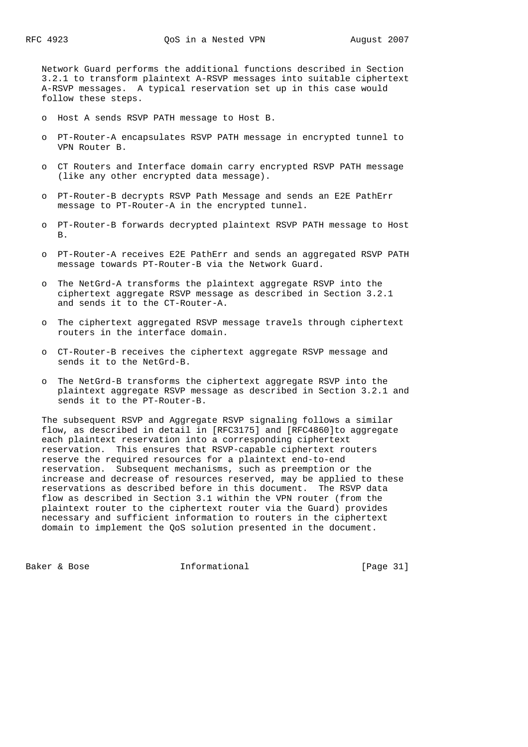Network Guard performs the additional functions described in Section 3.2.1 to transform plaintext A-RSVP messages into suitable ciphertext A-RSVP messages. A typical reservation set up in this case would follow these steps.

- Host A sends RSVP PATH message to Host B.
- PT-Router-A encapsulates RSVP PATH message in encrypted tunnel to VPN Router B.
- CT Routers and Interface domain carry encrypted RSVP PATH message (like any other encrypted data message).
- PT-Router-B decrypts RSVP Path Message and sends an E2E PathErr message to PT-Router-A in the encrypted tunnel.
- PT-Router-B forwards decrypted plaintext RSVP PATH message to Host B.
- PT-Router-A receives E2E PathErr and sends an aggregated RSVP PATH message towards PT-Router-B via the Network Guard.
- The NetGrd-A transforms the plaintext aggregate RSVP into the ciphertext aggregate RSVP message as described in Section 3.2.1 and sends it to the CT-Router-A.
- The ciphertext aggregated RSVP message travels through ciphertext routers in the interface domain.
- CT-Router-B receives the ciphertext aggregate RSVP message and sends it to the NetGrd-B.
- The NetGrd-B transforms the ciphertext aggregate RSVP into the plaintext aggregate RSVP message as described in Section 3.2.1 and sends it to the PT-Router-B.

The subsequent RSVP and Aggregate RSVP signaling follows a similar flow, as described in detail in [RFC3175] and [RFC4860]to aggregate each plaintext reservation into a corresponding ciphertext reservation. This ensures that RSVP-capable ciphertext routers reserve the required resources for a plaintext end-to-end reservation. Subsequent mechanisms, such as preemption or the increase and decrease of resources reserved, may be applied to these reservations as described before in this document. The RSVP data flow as described in Section 3.1 within the VPN router (from the plaintext router to the ciphertext router via the Guard) provides necessary and sufficient information to routers in the ciphertext domain to implement the QoS solution presented in the document.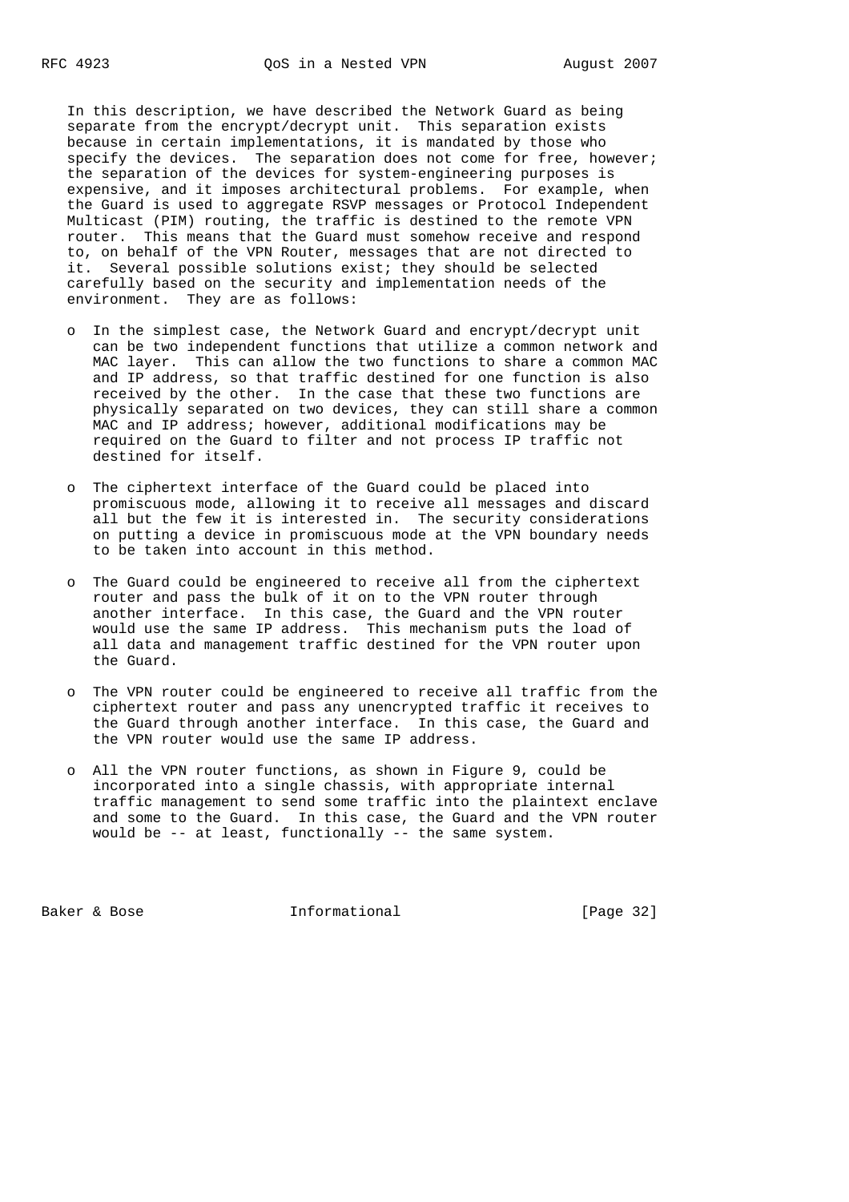In this description, we have described the Network Guard as being separate from the encrypt/decrypt unit. This separation exists because in certain implementations, it is mandated by those who specify the devices. The separation does not come for free, however; the separation of the devices for system-engineering purposes is expensive, and it imposes architectural problems. For example, when the Guard is used to aggregate RSVP messages or Protocol Independent Multicast (PIM) routing, the traffic is destined to the remote VPN router. This means that the Guard must somehow receive and respond to, on behalf of the VPN Router, messages that are not directed to it. Several possible solutions exist; they should be selected carefully based on the security and implementation needs of the environment. They are as follows:

- In the simplest case, the Network Guard and encrypt/decrypt unit can be two independent functions that utilize a common network and MAC layer. This can allow the two functions to share a common MAC and IP address, so that traffic destined for one function is also received by the other. In the case that these two functions are physically separated on two devices, they can still share a common MAC and IP address; however, additional modifications may be required on the Guard to filter and not process IP traffic not destined for itself.

- The ciphertext interface of the Guard could be placed into promiscuous mode, allowing it to receive all messages and discard all but the few it is interested in. The security considerations on putting a device in promiscuous mode at the VPN boundary needs to be taken into account in this method.

- The Guard could be engineered to receive all from the ciphertext router and pass the bulk of it on to the VPN router through another interface. In this case, the Guard and the VPN router would use the same IP address. This mechanism puts the load of all data and management traffic destined for the VPN router upon the Guard.

- The VPN router could be engineered to receive all traffic from the ciphertext router and pass any unencrypted traffic it receives to the Guard through another interface. In this case, the Guard and the VPN router would use the same IP address.

- All the VPN router functions, as shown in Figure 9, could be incorporated into a single chassis, with appropriate internal traffic management to send some traffic into the plaintext enclave and some to the Guard. In this case, the Guard and the VPN router would be -- at least, functionally -- the same system.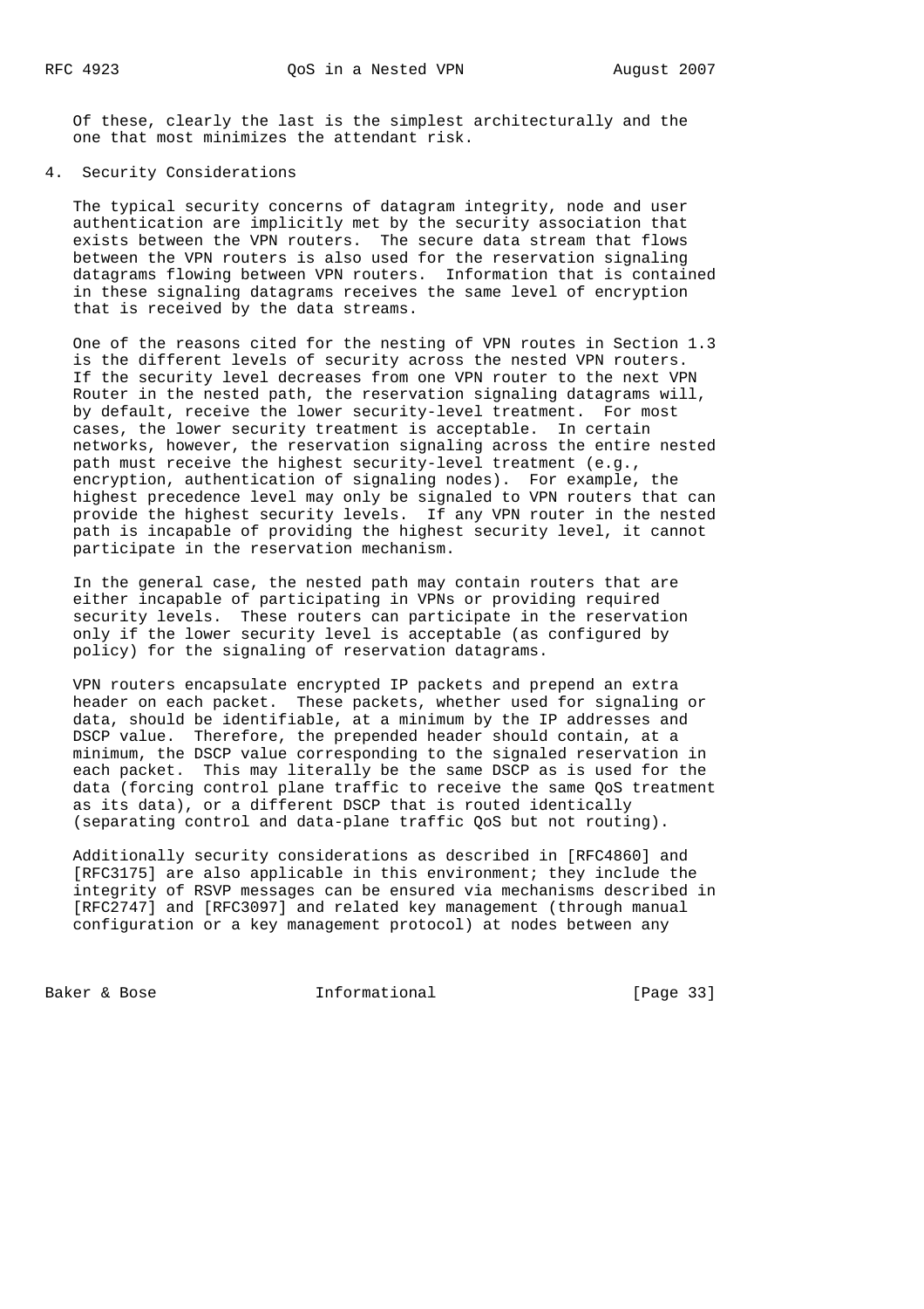Of these, clearly the last is the simplest architecturally and the one that most minimizes the attendant risk.

## 4. Security Considerations

The typical security concerns of datagram integrity, node and user authentication are implicitly met by the security association that exists between the VPN routers. The secure data stream that flows between the VPN routers is also used for the reservation signaling datagrams flowing between VPN routers. Information that is contained in these signaling datagrams receives the same level of encryption that is received by the data streams.

One of the reasons cited for the nesting of VPN routes in Section 1.3 is the different levels of security across the nested VPN routers. If the security level decreases from one VPN router to the next VPN Router in the nested path, the reservation signaling datagrams will, by default, receive the lower security-level treatment. For most cases, the lower security treatment is acceptable. In certain networks, however, the reservation signaling across the entire nested path must receive the highest security-level treatment (e.g., encryption, authentication of signaling nodes). For example, the highest precedence level may only be signaled to VPN routers that can provide the highest security levels. If any VPN router in the nested path is incapable of providing the highest security level, it cannot participate in the reservation mechanism.

In the general case, the nested path may contain routers that are either incapable of participating in VPNs or providing required security levels. These routers can participate in the reservation only if the lower security level is acceptable (as configured by policy) for the signaling of reservation datagrams.

VPN routers encapsulate encrypted IP packets and prepend an extra header on each packet. These packets, whether used for signaling or data, should be identifiable, at a minimum by the IP addresses and DSCP value. Therefore, the prepended header should contain, at a minimum, the DSCP value corresponding to the signaled reservation in each packet. This may literally be the same DSCP as is used for the data (forcing control plane traffic to receive the same QoS treatment as its data), or a different DSCP that is routed identically (separating control and data-plane traffic QoS but not routing).

Additionally security considerations as described in [RFC4860] and [RFC3175] are also applicable in this environment; they include the integrity of RSVP messages can be ensured via mechanisms described in [RFC2747] and [RFC3097] and related key management (through manual configuration or a key management protocol) at nodes between any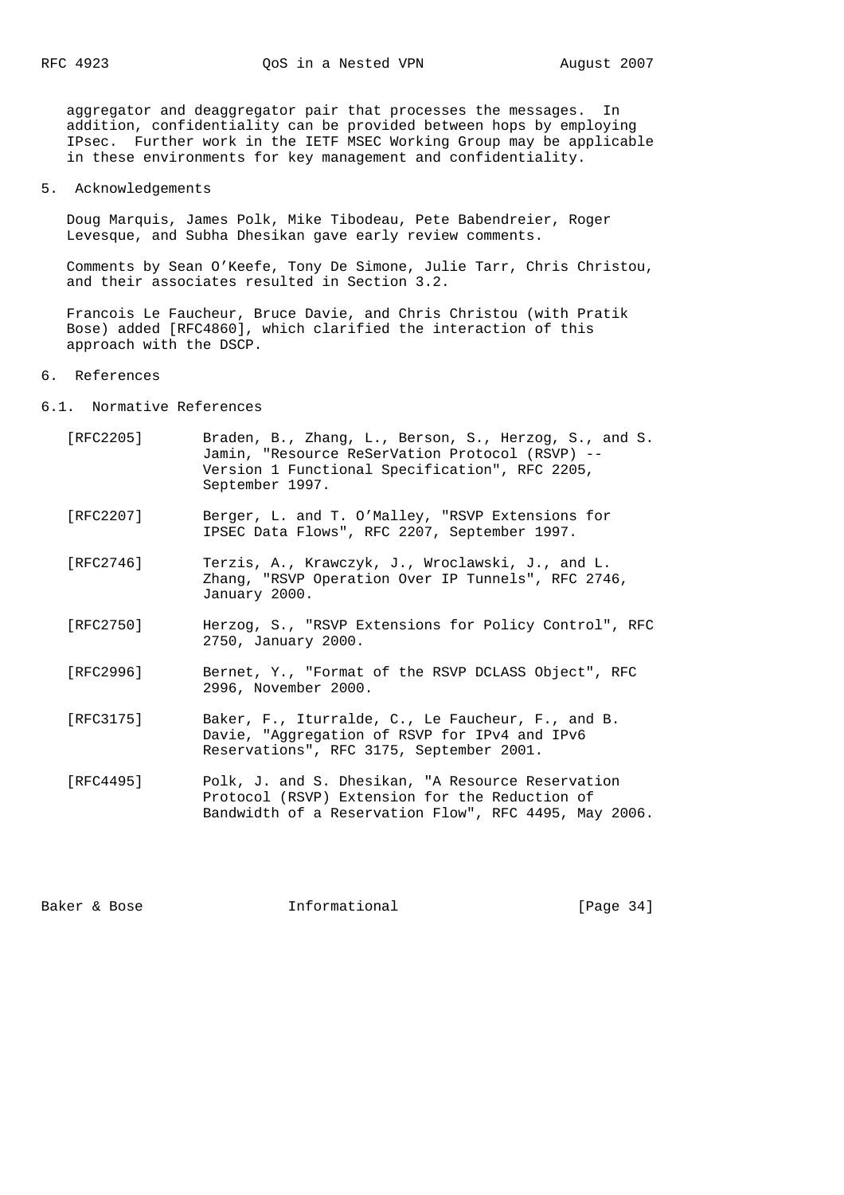aggregator and deaggregator pair that processes the messages. In addition, confidentiality can be provided between hops by employing IPsec. Further work in the IETF MSEC Working Group may be applicable in these environments for key management and confidentiality.

## 5. Acknowledgements

Doug Marquis, James Polk, Mike Tibodeau, Pete Babendreier, Roger Levesque, and Subha Dhesikan gave early review comments.

Comments by Sean O'Keefe, Tony De Simone, Julie Tarr, Chris Christou, and their associates resulted in Section 3.2.

Francois Le Faucheur, Bruce Davie, and Chris Christou (with Pratik Bose) added [RFC4860], which clarified the interaction of this approach with the DSCP.

## 6. References

### 6.1. Normative References

- [RFC2205] Braden, B., Zhang, L., Berson, S., Herzog, S., and S. Jamin, "Resource ReSerVation Protocol (RSVP) -- Version 1 Functional Specification", RFC 2205, September 1997.

- [RFC2207] Berger, L. and T. O'Malley, "RSVP Extensions for IPSEC Data Flows", RFC 2207, September 1997.

- [RFC2746] Terzis, A., Krawczyk, J., Wroclawski, J., and L. Zhang, "RSVP Operation Over IP Tunnels", RFC 2746, January 2000.

- [RFC2750] Herzog, S., "RSVP Extensions for Policy Control", RFC 2750, January 2000.

- [RFC2996] Bernet, Y., "Format of the RSVP DCLASS Object", RFC 2996, November 2000.

- [RFC3175] Baker, F., Iturralde, C., Le Faucheur, F., and B. Davie, "Aggregation of RSVP for IPv4 and IPv6 Reservations", RFC 3175, September 2001.

- [RFC4495] Polk, J. and S. Dhesikan, "A Resource Reservation Protocol (RSVP) Extension for the Reduction of Bandwidth of a Reservation Flow", RFC 4495, May 2006.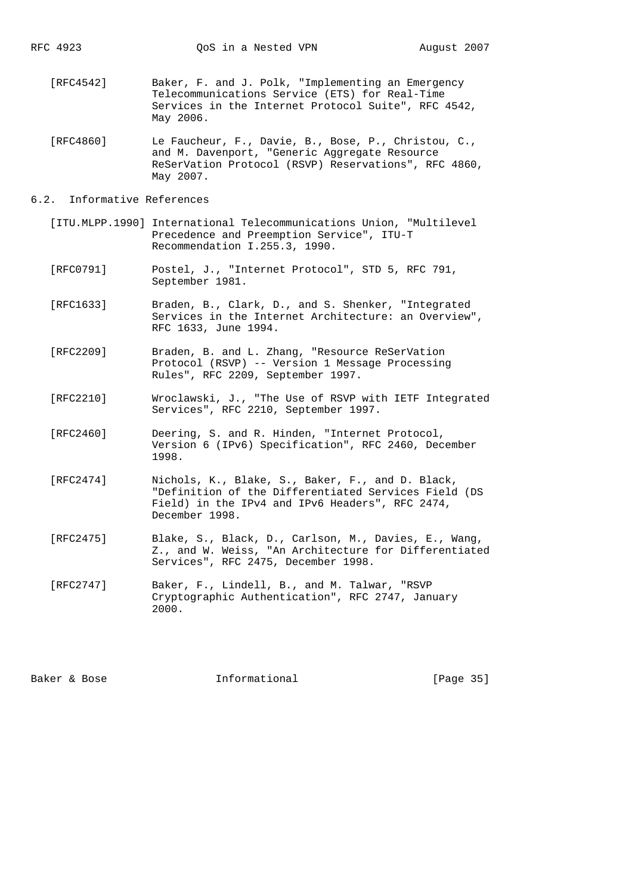[RFC4542] Baker, F. and J. Polk, "Implementing an Emergency Telecommunications Service (ETS) for Real-Time Services in the Internet Protocol Suite", RFC 4542, May 2006.

[RFC4860] Le Faucheur, F., Davie, B., Bose, P., Christou, C., and M. Davenport, "Generic Aggregate Resource ReSerVation Protocol (RSVP) Reservations", RFC 4860, May 2007.

## 6.2. Informative References

[ITU.MLPP.1990] International Telecommunications Union, "Multilevel Precedence and Preemption Service", ITU-T Recommendation I.255.3, 1990.

[RFC0791] Postel, J., "Internet Protocol", STD 5, RFC 791, September 1981.

[RFC1633] Braden, B., Clark, D., and S. Shenker, "Integrated Services in the Internet Architecture: an Overview", RFC 1633, June 1994.

[RFC2209] Braden, B. and L. Zhang, "Resource ReSerVation Protocol (RSVP) -- Version 1 Message Processing Rules", RFC 2209, September 1997.

[RFC2210] Wroclawski, J., "The Use of RSVP with IETF Integrated Services", RFC 2210, September 1997.

[RFC2460] Deering, S. and R. Hinden, "Internet Protocol, Version 6 (IPv6) Specification", RFC 2460, December 1998.

[RFC2474] Nichols, K., Blake, S., Baker, F., and D. Black, "Definition of the Differentiated Services Field (DS Field) in the IPv4 and IPv6 Headers", RFC 2474, December 1998.

[RFC2475] Blake, S., Black, D., Carlson, M., Davies, E., Wang, Z., and W. Weiss, "An Architecture for Differentiated Services", RFC 2475, December 1998.

[RFC2747] Baker, F., Lindell, B., and M. Talwar, "RSVP Cryptographic Authentication", RFC 2747, January 2000.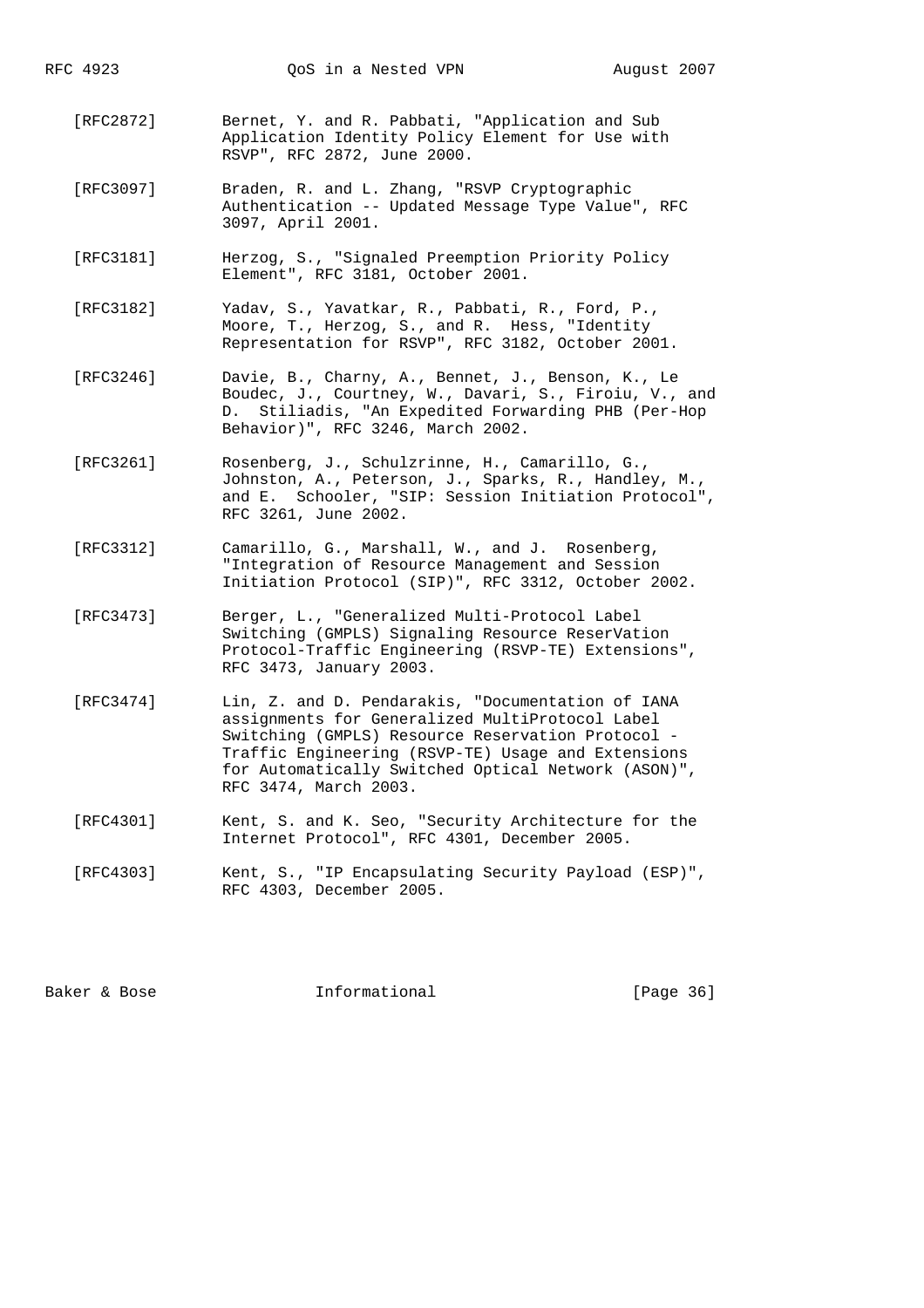[RFC2872] Bernet, Y. and R. Pabbati, "Application and Sub Application Identity Policy Element for Use with RSVP", RFC 2872, June 2000.

[RFC3097] Braden, R. and L. Zhang, "RSVP Cryptographic Authentication -- Updated Message Type Value", RFC 3097, April 2001.

[RFC3181] Herzog, S., "Signaled Preemption Priority Policy Element", RFC 3181, October 2001.

[RFC3182] Yadav, S., Yavatkar, R., Pabbati, R., Ford, P., Moore, T., Herzog, S., and R. Hess, "Identity Representation for RSVP", RFC 3182, October 2001.

[RFC3246] Davie, B., Charny, A., Bennet, J., Benson, K., Le Boudec, J., Courtney, W., Davari, S., Firoiu, V., and D. Stiliadis, "An Expedited Forwarding PHB (Per-Hop Behavior)", RFC 3246, March 2002.

[RFC3261] Rosenberg, J., Schulzrinne, H., Camarillo, G., Johnston, A., Peterson, J., Sparks, R., Handley, M., and E. Schooler, "SIP: Session Initiation Protocol", RFC 3261, June 2002.

[RFC3312] Camarillo, G., Marshall, W., and J. Rosenberg, "Integration of Resource Management and Session Initiation Protocol (SIP)", RFC 3312, October 2002.

[RFC3473] Berger, L., "Generalized Multi-Protocol Label Switching (GMPLS) Signaling Resource ReserVation Protocol-Traffic Engineering (RSVP-TE) Extensions", RFC 3473, January 2003.

[RFC3474] Lin, Z. and D. Pendarakis, "Documentation of IANA assignments for Generalized MultiProtocol Label Switching (GMPLS) Resource Reservation Protocol - Traffic Engineering (RSVP-TE) Usage and Extensions for Automatically Switched Optical Network (ASON)", RFC 3474, March 2003.

[RFC4301] Kent, S. and K. Seo, "Security Architecture for the Internet Protocol", RFC 4301, December 2005.

[RFC4303] Kent, S., "IP Encapsulating Security Payload (ESP)", RFC 4303, December 2005.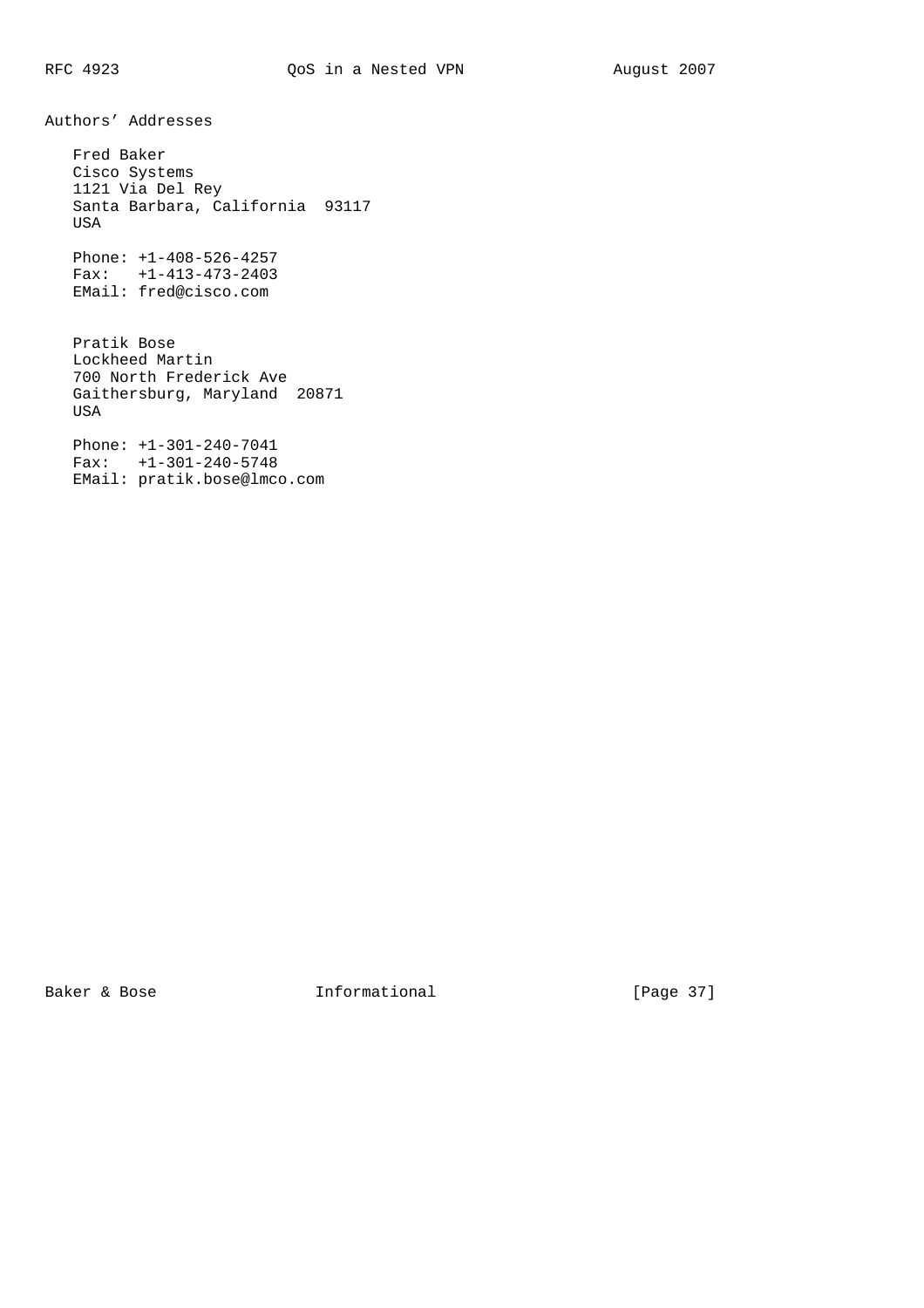## Authors' Addresses

Fred Baker
Cisco Systems
1121 Via Del Rey
Santa Barbara, California  93117
USA

Phone: +1-408-526-4257
Fax:   +1-413-473-2403
EMail: fred@cisco.com

Pratik Bose
Lockheed Martin
700 North Frederick Ave
Gaithersburg, Maryland  20871
USA

Phone: +1-301-240-7041
Fax:   +1-301-240-5748
EMail: pratik.bose@lmco.com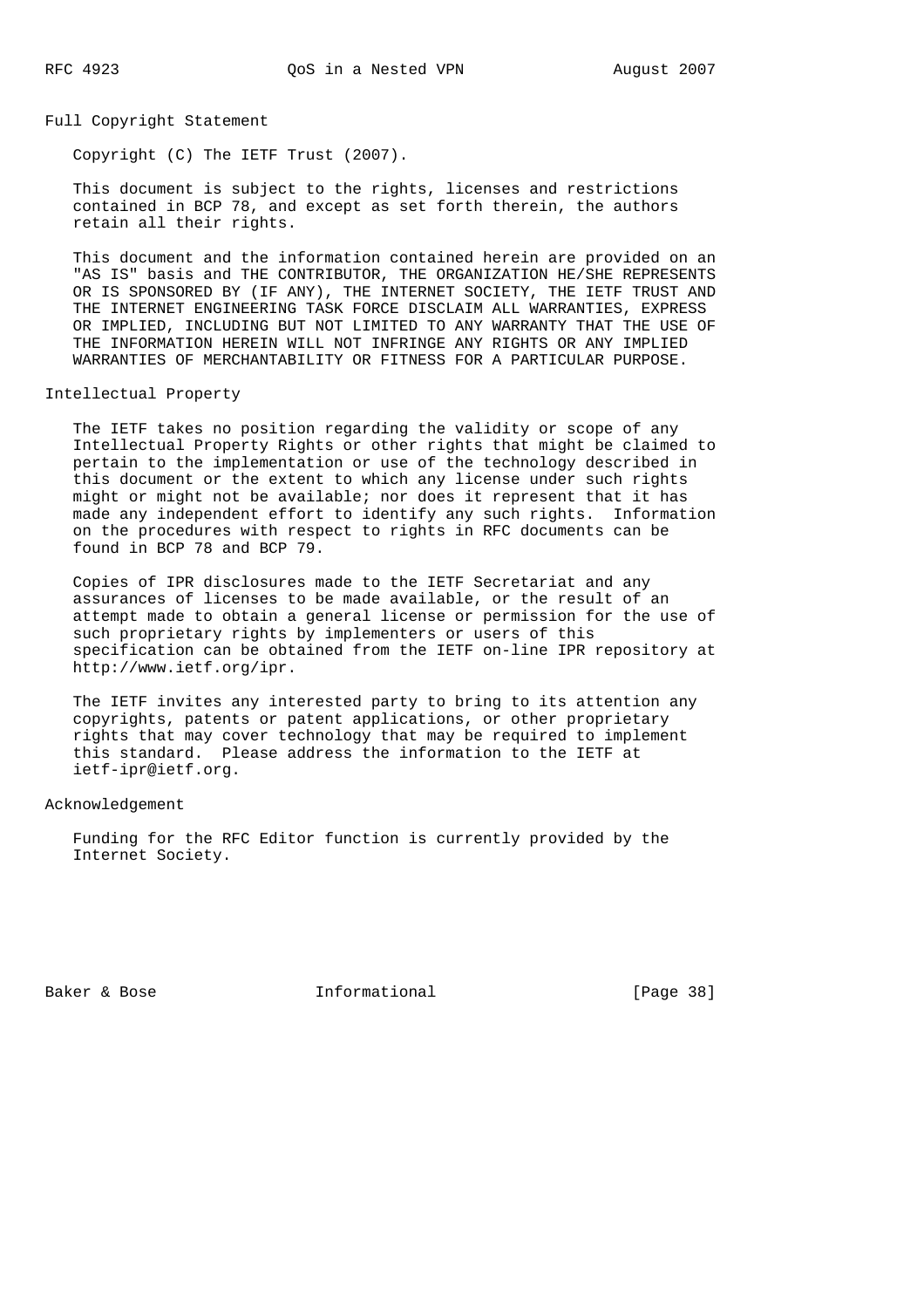## Full Copyright Statement

Copyright (C) The IETF Trust (2007).

This document is subject to the rights, licenses and restrictions contained in BCP 78, and except as set forth therein, the authors retain all their rights.

This document and the information contained herein are provided on an "AS IS" basis and THE CONTRIBUTOR, THE ORGANIZATION HE/SHE REPRESENTS OR IS SPONSORED BY (IF ANY), THE INTERNET SOCIETY, THE IETF TRUST AND THE INTERNET ENGINEERING TASK FORCE DISCLAIM ALL WARRANTIES, EXPRESS OR IMPLIED, INCLUDING BUT NOT LIMITED TO ANY WARRANTY THAT THE USE OF THE INFORMATION HEREIN WILL NOT INFRINGE ANY RIGHTS OR ANY IMPLIED WARRANTIES OF MERCHANTABILITY OR FITNESS FOR A PARTICULAR PURPOSE.

## Intellectual Property

The IETF takes no position regarding the validity or scope of any Intellectual Property Rights or other rights that might be claimed to pertain to the implementation or use of the technology described in this document or the extent to which any license under such rights might or might not be available; nor does it represent that it has made any independent effort to identify any such rights. Information on the procedures with respect to rights in RFC documents can be found in BCP 78 and BCP 79.

Copies of IPR disclosures made to the IETF Secretariat and any assurances of licenses to be made available, or the result of an attempt made to obtain a general license or permission for the use of such proprietary rights by implementers or users of this specification can be obtained from the IETF on-line IPR repository at http://www.ietf.org/ipr.

The IETF invites any interested party to bring to its attention any copyrights, patents or patent applications, or other proprietary rights that may cover technology that may be required to implement this standard. Please address the information to the IETF at ietf-ipr@ietf.org.

## Acknowledgement

Funding for the RFC Editor function is currently provided by the Internet Society.